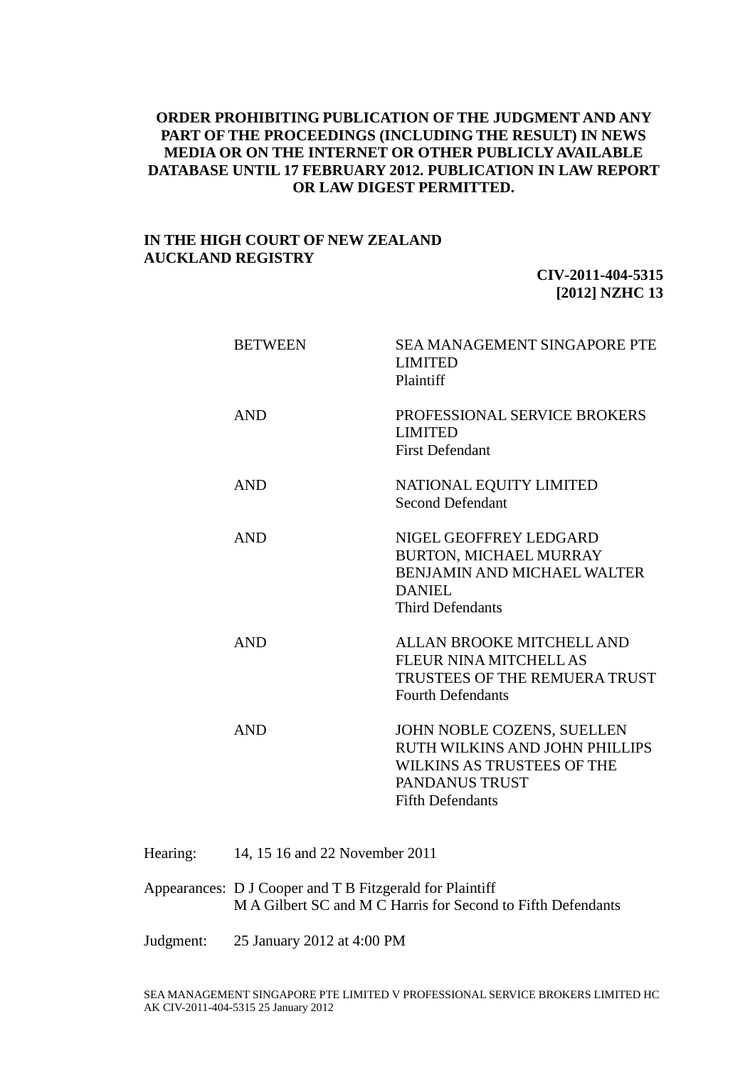**ORDER PROHIBITING PUBLICATION OF THE JUDGMENT AND ANY PART OF THE PROCEEDINGS (INCLUDING THE RESULT) IN NEWS MEDIA OR ON THE INTERNET OR OTHER PUBLICLY AVAILABLE DATABASE UNTIL 17 FEBRUARY 2012. PUBLICATION IN LAW REPORT OR LAW DIGEST PERMITTED.**

**IN THE HIGH COURT OF NEW ZEALAND**
**AUCKLAND REGISTRY**

**CIV-2011-404-5315**
**[2012] NZHC 13**

| | |
|---|---|
| BETWEEN | SEA MANAGEMENT SINGAPORE PTE LIMITED<br>Plaintiff |
| AND | PROFESSIONAL SERVICE BROKERS LIMITED<br>First Defendant |
| AND | NATIONAL EQUITY LIMITED<br>Second Defendant |
| AND | NIGEL GEOFFREY LEDGARD BURTON, MICHAEL MURRAY BENJAMIN AND MICHAEL WALTER DANIEL<br>Third Defendants |
| AND | ALLAN BROOKE MITCHELL AND FLEUR NINA MITCHELL AS TRUSTEES OF THE REMUERA TRUST<br>Fourth Defendants |
| AND | JOHN NOBLE COZENS, SUELLEN RUTH WILKINS AND JOHN PHILLIPS WILKINS AS TRUSTEES OF THE PANDANUS TRUST<br>Fifth Defendants |

Hearing: 14, 15 16 and 22 November 2011

Appearances: D J Cooper and T B Fitzgerald for Plaintiff
M A Gilbert SC and M C Harris for Second to Fifth Defendants

Judgment: 25 January 2012 at 4:00 PM

SEA MANAGEMENT SINGAPORE PTE LIMITED V PROFESSIONAL SERVICE BROKERS LIMITED HC AK CIV-2011-404-5315 25 January 2012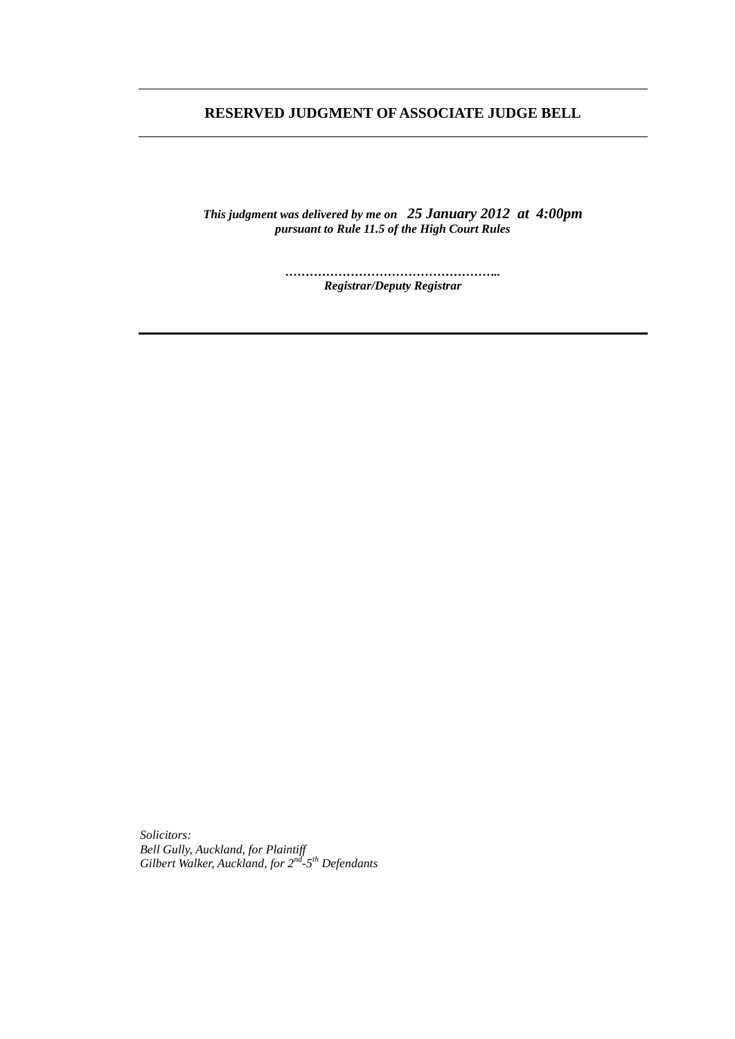**RESERVED JUDGMENT OF ASSOCIATE JUDGE BELL**

---

*This judgment was delivered by me on* ***25 January 2012 at 4:00pm***
***pursuant to Rule 11.5 of the High Court Rules***

……………………………………………..
***Registrar/Deputy Registrar***

---

*Solicitors:*
*Bell Gully, Auckland, for Plaintiff*
*Gilbert Walker, Auckland, for 2nd-5th Defendants*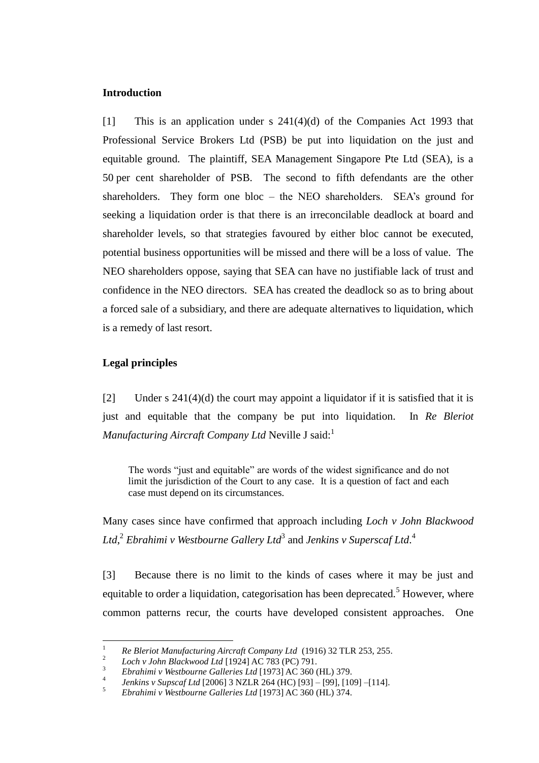**Introduction**

[1] This is an application under s 241(4)(d) of the Companies Act 1993 that Professional Service Brokers Ltd (PSB) be put into liquidation on the just and equitable ground. The plaintiff, SEA Management Singapore Pte Ltd (SEA), is a 50 per cent shareholder of PSB. The second to fifth defendants are the other shareholders. They form one bloc – the NEO shareholders. SEA's ground for seeking a liquidation order is that there is an irreconcilable deadlock at board and shareholder levels, so that strategies favoured by either bloc cannot be executed, potential business opportunities will be missed and there will be a loss of value. The NEO shareholders oppose, saying that SEA can have no justifiable lack of trust and confidence in the NEO directors. SEA has created the deadlock so as to bring about a forced sale of a subsidiary, and there are adequate alternatives to liquidation, which is a remedy of last resort.

**Legal principles**

[2] Under s 241(4)(d) the court may appoint a liquidator if it is satisfied that it is just and equitable that the company be put into liquidation. In *Re Bleriot Manufacturing Aircraft Company Ltd* Neville J said:[1]

> The words "just and equitable" are words of the widest significance and do not limit the jurisdiction of the Court to any case. It is a question of fact and each case must depend on its circumstances.

Many cases since have confirmed that approach including *Loch v John Blackwood Ltd*,[2] *Ebrahimi v Westbourne Gallery Ltd*[3] and *Jenkins v Superscaf Ltd*.[4]

[3] Because there is no limit to the kinds of cases where it may be just and equitable to order a liquidation, categorisation has been deprecated.[5] However, where common patterns recur, the courts have developed consistent approaches. One

---

1 *Re Bleriot Manufacturing Aircraft Company Ltd* (1916) 32 TLR 253, 255.
2 *Loch v John Blackwood Ltd* [1924] AC 783 (PC) 791.
3 *Ebrahimi v Westbourne Galleries Ltd* [1973] AC 360 (HL) 379.
4 *Jenkins v Supscaf Ltd* [2006] 3 NZLR 264 (HC) [93] – [99], [109] –[114].
5 *Ebrahimi v Westbourne Galleries Ltd* [1973] AC 360 (HL) 374.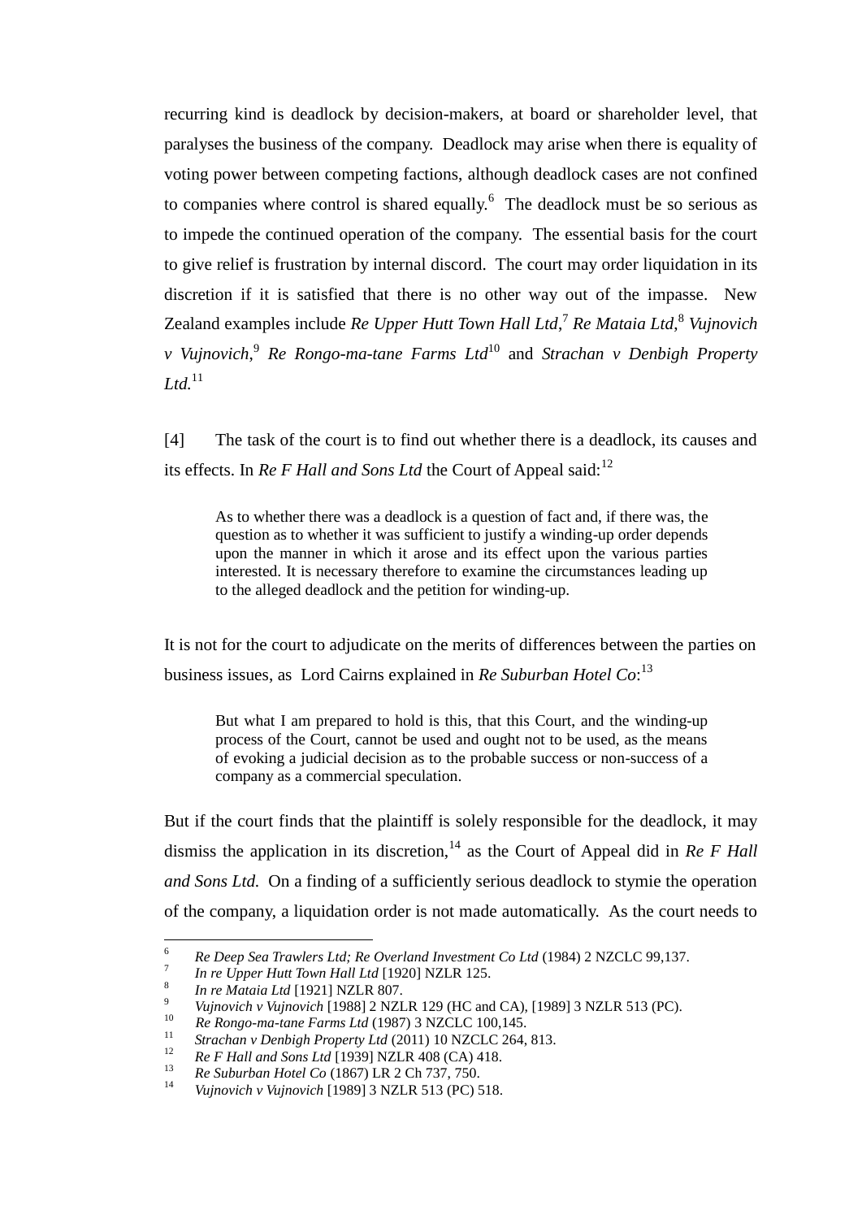recurring kind is deadlock by decision-makers, at board or shareholder level, that paralyses the business of the company. Deadlock may arise when there is equality of voting power between competing factions, although deadlock cases are not confined to companies where control is shared equally.[6] The deadlock must be so serious as to impede the continued operation of the company. The essential basis for the court to give relief is frustration by internal discord. The court may order liquidation in its discretion if it is satisfied that there is no other way out of the impasse. New Zealand examples include *Re Upper Hutt Town Hall Ltd*,[7] *Re Mataia Ltd*,[8] *Vujnovich v Vujnovich*,[9] *Re Rongo-ma-tane Farms Ltd*[10] and *Strachan v Denbigh Property Ltd.*[11]

[4] The task of the court is to find out whether there is a deadlock, its causes and its effects. In *Re F Hall and Sons Ltd* the Court of Appeal said:[12]

> As to whether there was a deadlock is a question of fact and, if there was, the question as to whether it was sufficient to justify a winding-up order depends upon the manner in which it arose and its effect upon the various parties interested. It is necessary therefore to examine the circumstances leading up to the alleged deadlock and the petition for winding-up.

It is not for the court to adjudicate on the merits of differences between the parties on business issues, as Lord Cairns explained in *Re Suburban Hotel Co*:[13]

> But what I am prepared to hold is this, that this Court, and the winding-up process of the Court, cannot be used and ought not to be used, as the means of evoking a judicial decision as to the probable success or non-success of a company as a commercial speculation.

But if the court finds that the plaintiff is solely responsible for the deadlock, it may dismiss the application in its discretion,[14] as the Court of Appeal did in *Re F Hall and Sons Ltd.* On a finding of a sufficiently serious deadlock to stymie the operation of the company, a liquidation order is not made automatically. As the court needs to

---

[6] *Re Deep Sea Trawlers Ltd; Re Overland Investment Co Ltd* (1984) 2 NZCLC 99,137.

[7] *In re Upper Hutt Town Hall Ltd* [1920] NZLR 125.

[8] *In re Mataia Ltd* [1921] NZLR 807.

[9] *Vujnovich v Vujnovich* [1988] 2 NZLR 129 (HC and CA), [1989] 3 NZLR 513 (PC).

[10] *Re Rongo-ma-tane Farms Ltd* (1987) 3 NZCLC 100,145.

[11] *Strachan v Denbigh Property Ltd* (2011) 10 NZCLC 264, 813.

[12] *Re F Hall and Sons Ltd* [1939] NZLR 408 (CA) 418.

[13] *Re Suburban Hotel Co* (1867) LR 2 Ch 737, 750.

[14] *Vujnovich v Vujnovich* [1989] 3 NZLR 513 (PC) 518.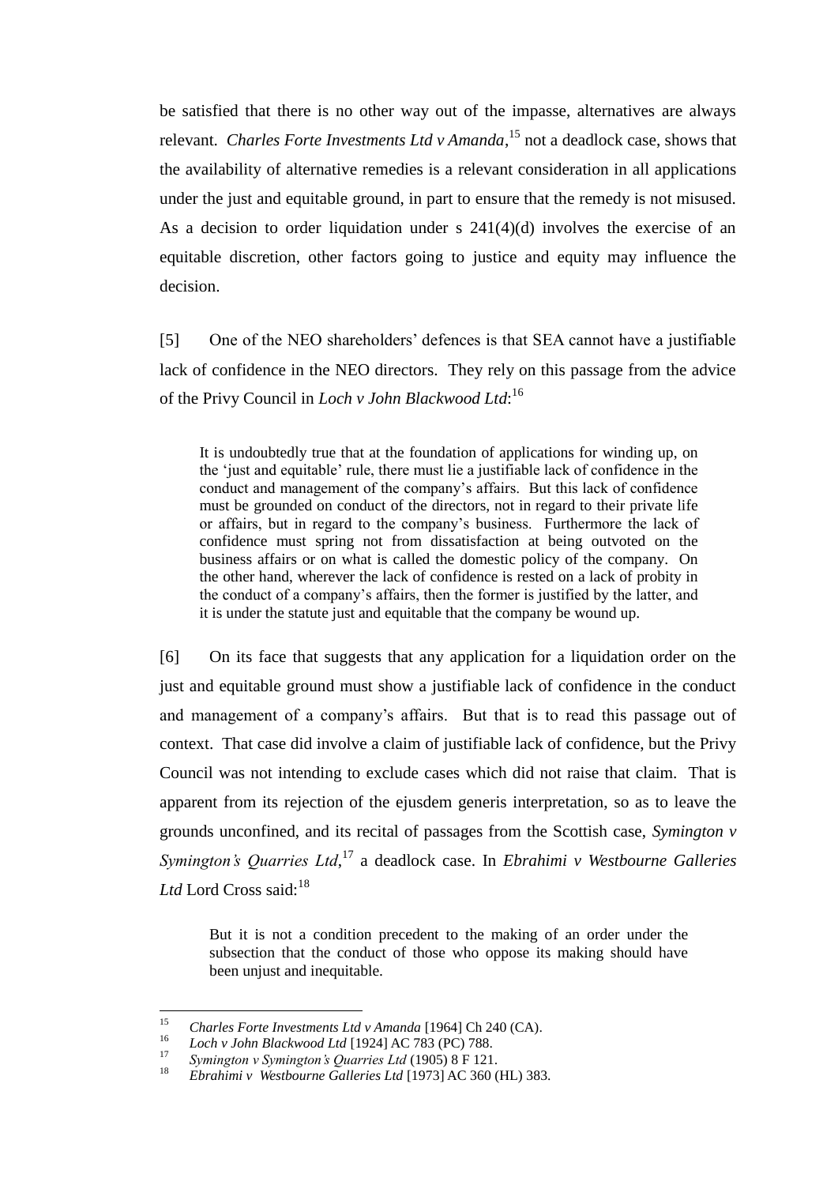be satisfied that there is no other way out of the impasse, alternatives are always relevant. *Charles Forte Investments Ltd v Amanda*,[15] not a deadlock case, shows that the availability of alternative remedies is a relevant consideration in all applications under the just and equitable ground, in part to ensure that the remedy is not misused. As a decision to order liquidation under s 241(4)(d) involves the exercise of an equitable discretion, other factors going to justice and equity may influence the decision.

[5] One of the NEO shareholders' defences is that SEA cannot have a justifiable lack of confidence in the NEO directors. They rely on this passage from the advice of the Privy Council in *Loch v John Blackwood Ltd*:[16]

> It is undoubtedly true that at the foundation of applications for winding up, on the 'just and equitable' rule, there must lie a justifiable lack of confidence in the conduct and management of the company's affairs. But this lack of confidence must be grounded on conduct of the directors, not in regard to their private life or affairs, but in regard to the company's business. Furthermore the lack of confidence must spring not from dissatisfaction at being outvoted on the business affairs or on what is called the domestic policy of the company. On the other hand, wherever the lack of confidence is rested on a lack of probity in the conduct of a company's affairs, then the former is justified by the latter, and it is under the statute just and equitable that the company be wound up.

[6] On its face that suggests that any application for a liquidation order on the just and equitable ground must show a justifiable lack of confidence in the conduct and management of a company's affairs. But that is to read this passage out of context. That case did involve a claim of justifiable lack of confidence, but the Privy Council was not intending to exclude cases which did not raise that claim. That is apparent from its rejection of the ejusdem generis interpretation, so as to leave the grounds unconfined, and its recital of passages from the Scottish case, *Symington v Symington's Quarries Ltd*,[17] a deadlock case. In *Ebrahimi v Westbourne Galleries Ltd* Lord Cross said:[18]

> But it is not a condition precedent to the making of an order under the subsection that the conduct of those who oppose its making should have been unjust and inequitable.

---

[15] *Charles Forte Investments Ltd v Amanda* [1964] Ch 240 (CA).

[16] *Loch v John Blackwood Ltd* [1924] AC 783 (PC) 788.

[17] *Symington v Symington's Quarries Ltd* (1905) 8 F 121.

[18] *Ebrahimi v Westbourne Galleries Ltd* [1973] AC 360 (HL) 383.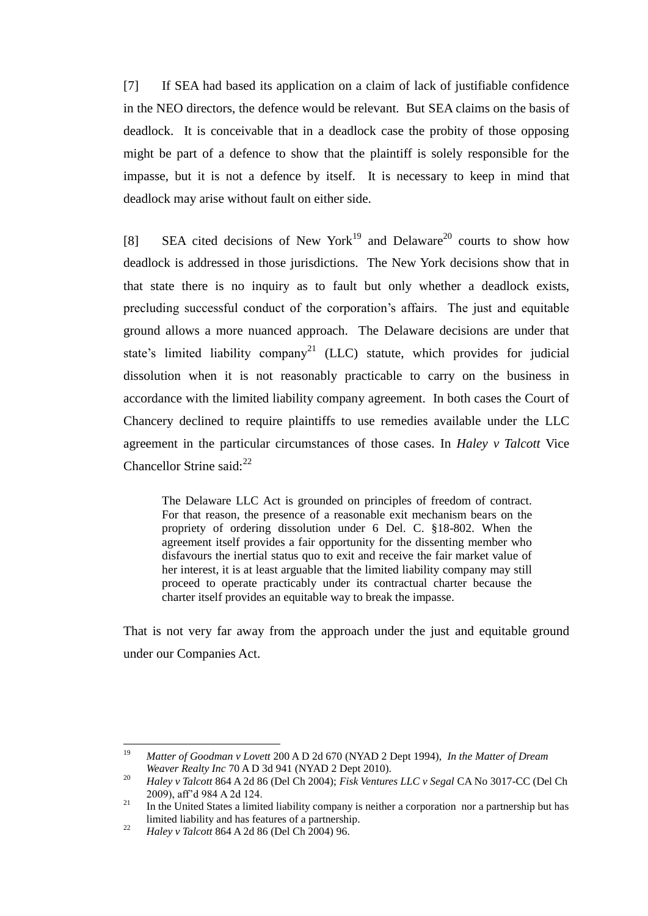[7] If SEA had based its application on a claim of lack of justifiable confidence in the NEO directors, the defence would be relevant. But SEA claims on the basis of deadlock. It is conceivable that in a deadlock case the probity of those opposing might be part of a defence to show that the plaintiff is solely responsible for the impasse, but it is not a defence by itself. It is necessary to keep in mind that deadlock may arise without fault on either side.

[8] SEA cited decisions of New York[19] and Delaware[20] courts to show how deadlock is addressed in those jurisdictions. The New York decisions show that in that state there is no inquiry as to fault but only whether a deadlock exists, precluding successful conduct of the corporation's affairs. The just and equitable ground allows a more nuanced approach. The Delaware decisions are under that state's limited liability company[21] (LLC) statute, which provides for judicial dissolution when it is not reasonably practicable to carry on the business in accordance with the limited liability company agreement. In both cases the Court of Chancery declined to require plaintiffs to use remedies available under the LLC agreement in the particular circumstances of those cases. In *Haley v Talcott* Vice Chancellor Strine said:[22]

> The Delaware LLC Act is grounded on principles of freedom of contract. For that reason, the presence of a reasonable exit mechanism bears on the propriety of ordering dissolution under 6 Del. C. §18-802. When the agreement itself provides a fair opportunity for the dissenting member who disfavours the inertial status quo to exit and receive the fair market value of her interest, it is at least arguable that the limited liability company may still proceed to operate practicably under its contractual charter because the charter itself provides an equitable way to break the impasse.

That is not very far away from the approach under the just and equitable ground under our Companies Act.

---

[19] *Matter of Goodman v Lovett* 200 A D 2d 670 (NYAD 2 Dept 1994), *In the Matter of Dream Weaver Realty Inc* 70 A D 3d 941 (NYAD 2 Dept 2010).

[20] *Haley v Talcott* 864 A 2d 86 (Del Ch 2004); *Fisk Ventures LLC v Segal* CA No 3017-CC (Del Ch 2009), aff'd 984 A 2d 124.

[21] In the United States a limited liability company is neither a corporation nor a partnership but has limited liability and has features of a partnership.

[22] *Haley v Talcott* 864 A 2d 86 (Del Ch 2004) 96.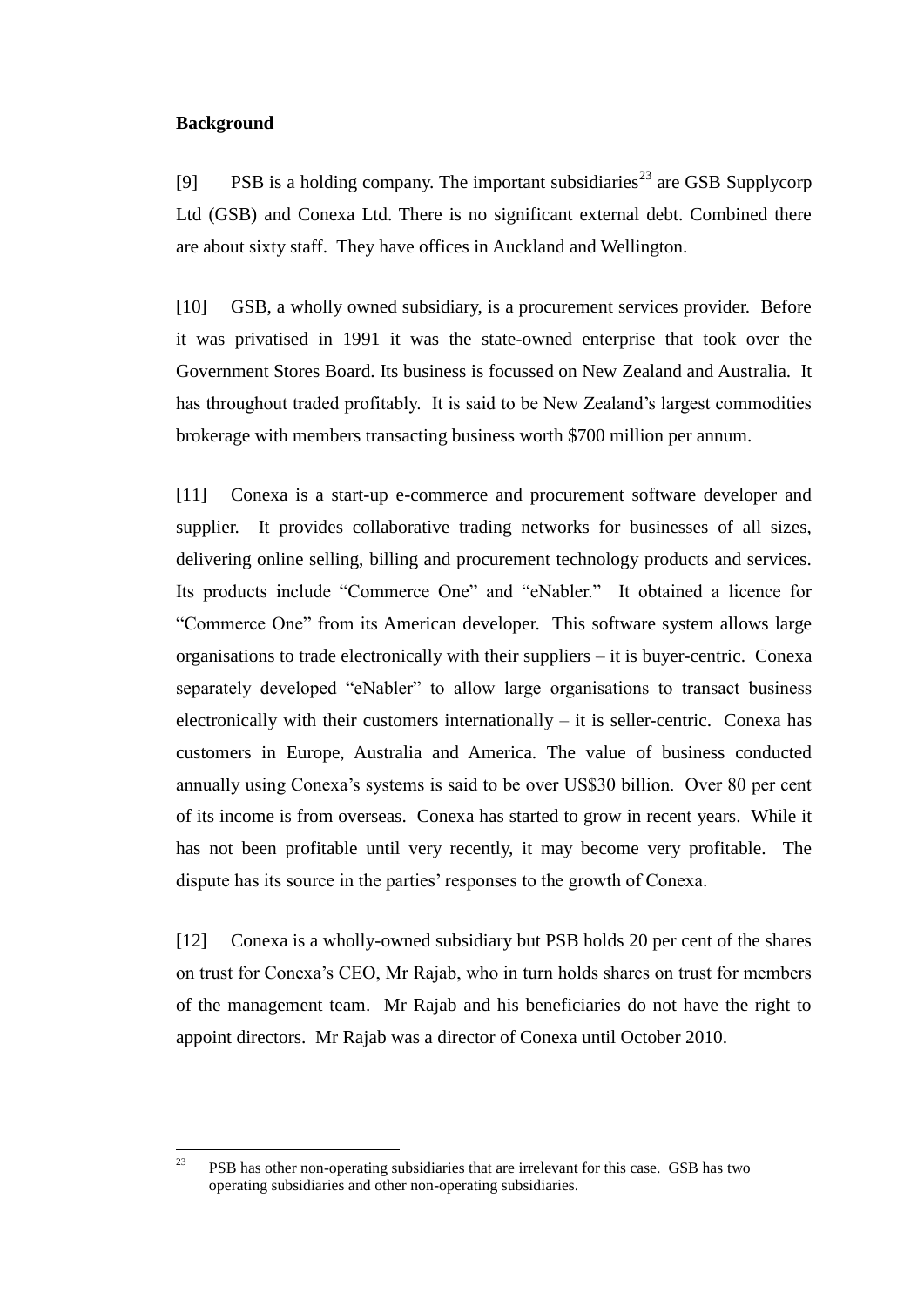**Background**

[9] PSB is a holding company. The important subsidiaries[23] are GSB Supplycorp Ltd (GSB) and Conexa Ltd. There is no significant external debt. Combined there are about sixty staff. They have offices in Auckland and Wellington.

[10] GSB, a wholly owned subsidiary, is a procurement services provider. Before it was privatised in 1991 it was the state-owned enterprise that took over the Government Stores Board. Its business is focussed on New Zealand and Australia. It has throughout traded profitably. It is said to be New Zealand's largest commodities brokerage with members transacting business worth $700 million per annum.

[11] Conexa is a start-up e-commerce and procurement software developer and supplier. It provides collaborative trading networks for businesses of all sizes, delivering online selling, billing and procurement technology products and services. Its products include "Commerce One" and "eNabler." It obtained a licence for "Commerce One" from its American developer. This software system allows large organisations to trade electronically with their suppliers – it is buyer-centric. Conexa separately developed "eNabler" to allow large organisations to transact business electronically with their customers internationally – it is seller-centric. Conexa has customers in Europe, Australia and America. The value of business conducted annually using Conexa's systems is said to be over US$30 billion. Over 80 per cent of its income is from overseas. Conexa has started to grow in recent years. While it has not been profitable until very recently, it may become very profitable. The dispute has its source in the parties' responses to the growth of Conexa.

[12] Conexa is a wholly-owned subsidiary but PSB holds 20 per cent of the shares on trust for Conexa's CEO, Mr Rajab, who in turn holds shares on trust for members of the management team. Mr Rajab and his beneficiaries do not have the right to appoint directors. Mr Rajab was a director of Conexa until October 2010.

---

[23] PSB has other non-operating subsidiaries that are irrelevant for this case. GSB has two operating subsidiaries and other non-operating subsidiaries.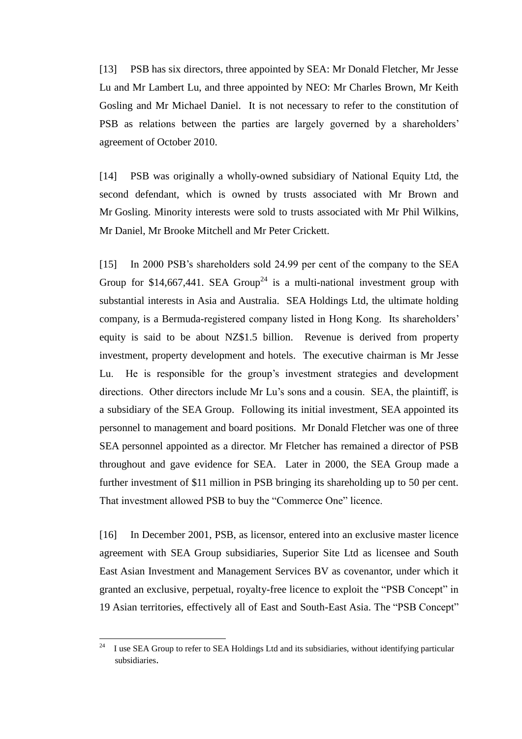[13] PSB has six directors, three appointed by SEA: Mr Donald Fletcher, Mr Jesse Lu and Mr Lambert Lu, and three appointed by NEO: Mr Charles Brown, Mr Keith Gosling and Mr Michael Daniel. It is not necessary to refer to the constitution of PSB as relations between the parties are largely governed by a shareholders' agreement of October 2010.

[14] PSB was originally a wholly-owned subsidiary of National Equity Ltd, the second defendant, which is owned by trusts associated with Mr Brown and Mr Gosling. Minority interests were sold to trusts associated with Mr Phil Wilkins, Mr Daniel, Mr Brooke Mitchell and Mr Peter Crickett.

[15] In 2000 PSB's shareholders sold 24.99 per cent of the company to the SEA Group for $14,667,441. SEA Group[24] is a multi-national investment group with substantial interests in Asia and Australia. SEA Holdings Ltd, the ultimate holding company, is a Bermuda-registered company listed in Hong Kong. Its shareholders' equity is said to be about NZ$1.5 billion. Revenue is derived from property investment, property development and hotels. The executive chairman is Mr Jesse Lu. He is responsible for the group's investment strategies and development directions. Other directors include Mr Lu's sons and a cousin. SEA, the plaintiff, is a subsidiary of the SEA Group. Following its initial investment, SEA appointed its personnel to management and board positions. Mr Donald Fletcher was one of three SEA personnel appointed as a director. Mr Fletcher has remained a director of PSB throughout and gave evidence for SEA. Later in 2000, the SEA Group made a further investment of $11 million in PSB bringing its shareholding up to 50 per cent. That investment allowed PSB to buy the "Commerce One" licence.

[16] In December 2001, PSB, as licensor, entered into an exclusive master licence agreement with SEA Group subsidiaries, Superior Site Ltd as licensee and South East Asian Investment and Management Services BV as covenantor, under which it granted an exclusive, perpetual, royalty-free licence to exploit the "PSB Concept" in 19 Asian territories, effectively all of East and South-East Asia. The "PSB Concept"

---

[24] I use SEA Group to refer to SEA Holdings Ltd and its subsidiaries, without identifying particular subsidiaries.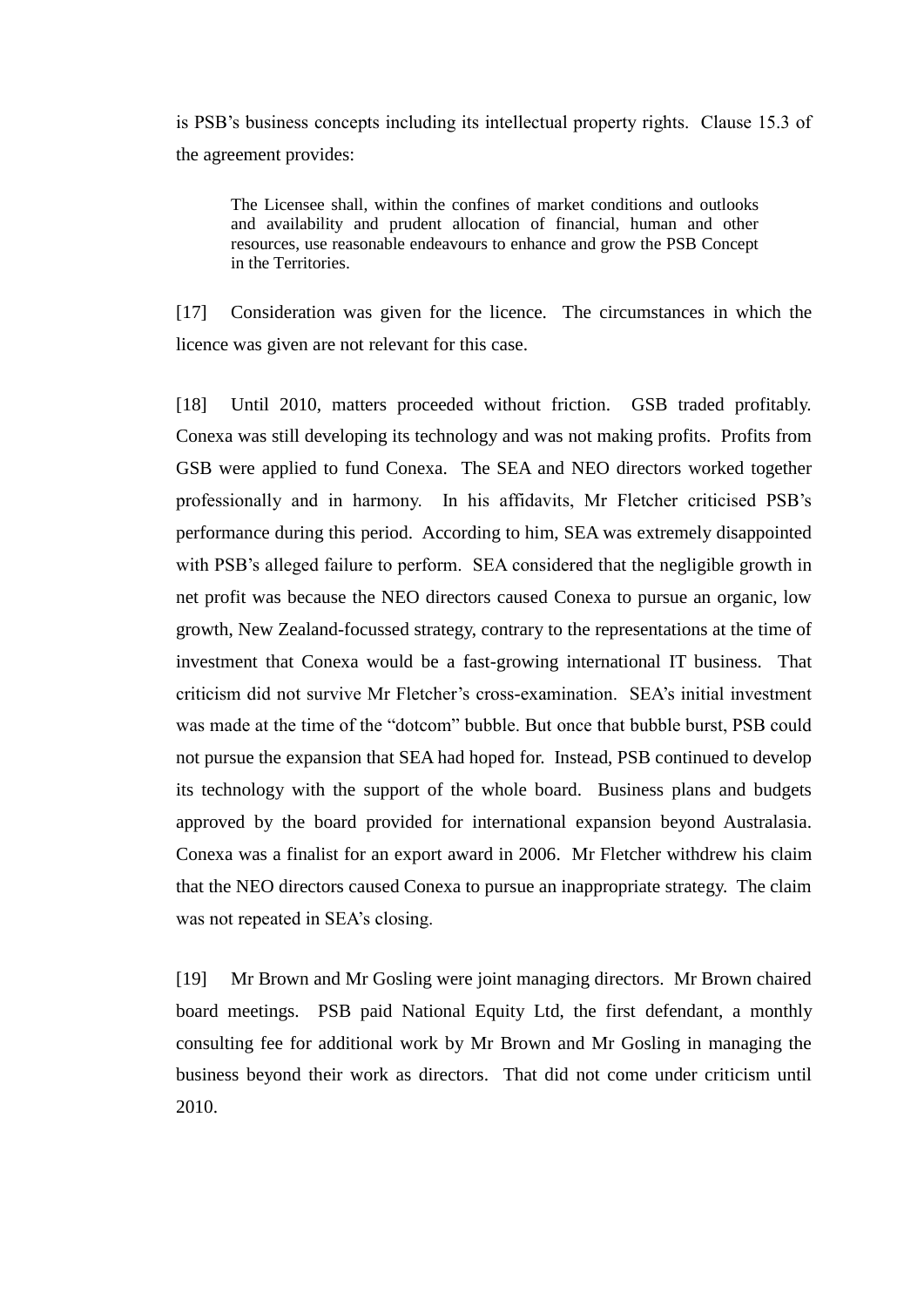is PSB's business concepts including its intellectual property rights. Clause 15.3 of the agreement provides:

> The Licensee shall, within the confines of market conditions and outlooks and availability and prudent allocation of financial, human and other resources, use reasonable endeavours to enhance and grow the PSB Concept in the Territories.

[17] Consideration was given for the licence. The circumstances in which the licence was given are not relevant for this case.

[18] Until 2010, matters proceeded without friction. GSB traded profitably. Conexa was still developing its technology and was not making profits. Profits from GSB were applied to fund Conexa. The SEA and NEO directors worked together professionally and in harmony. In his affidavits, Mr Fletcher criticised PSB's performance during this period. According to him, SEA was extremely disappointed with PSB's alleged failure to perform. SEA considered that the negligible growth in net profit was because the NEO directors caused Conexa to pursue an organic, low growth, New Zealand-focussed strategy, contrary to the representations at the time of investment that Conexa would be a fast-growing international IT business. That criticism did not survive Mr Fletcher's cross-examination. SEA's initial investment was made at the time of the "dotcom" bubble. But once that bubble burst, PSB could not pursue the expansion that SEA had hoped for. Instead, PSB continued to develop its technology with the support of the whole board. Business plans and budgets approved by the board provided for international expansion beyond Australasia. Conexa was a finalist for an export award in 2006. Mr Fletcher withdrew his claim that the NEO directors caused Conexa to pursue an inappropriate strategy. The claim was not repeated in SEA's closing.

[19] Mr Brown and Mr Gosling were joint managing directors. Mr Brown chaired board meetings. PSB paid National Equity Ltd, the first defendant, a monthly consulting fee for additional work by Mr Brown and Mr Gosling in managing the business beyond their work as directors. That did not come under criticism until 2010.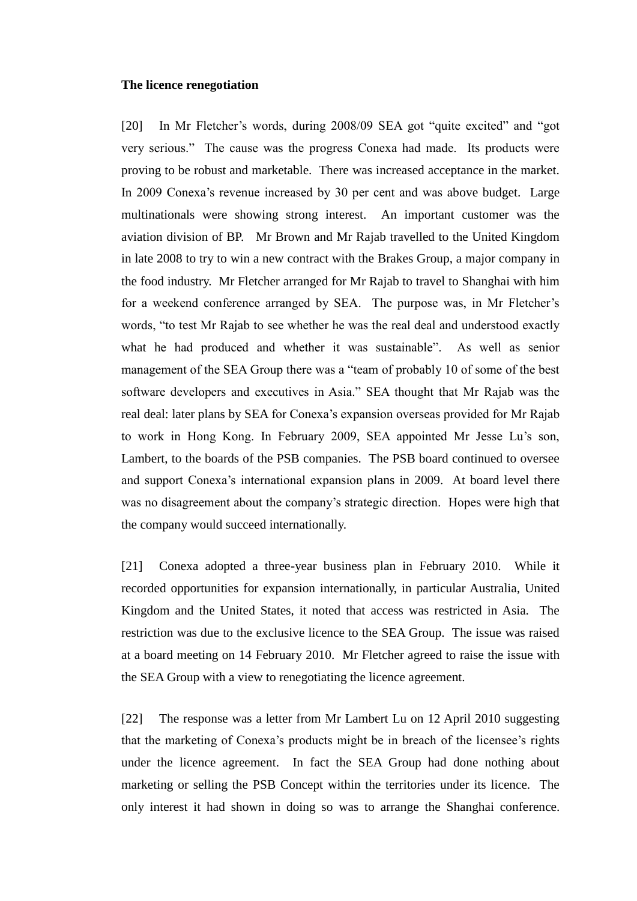**The licence renegotiation**

[20] In Mr Fletcher's words, during 2008/09 SEA got "quite excited" and "got very serious." The cause was the progress Conexa had made. Its products were proving to be robust and marketable. There was increased acceptance in the market. In 2009 Conexa's revenue increased by 30 per cent and was above budget. Large multinationals were showing strong interest. An important customer was the aviation division of BP. Mr Brown and Mr Rajab travelled to the United Kingdom in late 2008 to try to win a new contract with the Brakes Group, a major company in the food industry. Mr Fletcher arranged for Mr Rajab to travel to Shanghai with him for a weekend conference arranged by SEA. The purpose was, in Mr Fletcher's words, "to test Mr Rajab to see whether he was the real deal and understood exactly what he had produced and whether it was sustainable". As well as senior management of the SEA Group there was a "team of probably 10 of some of the best software developers and executives in Asia." SEA thought that Mr Rajab was the real deal: later plans by SEA for Conexa's expansion overseas provided for Mr Rajab to work in Hong Kong. In February 2009, SEA appointed Mr Jesse Lu's son, Lambert, to the boards of the PSB companies. The PSB board continued to oversee and support Conexa's international expansion plans in 2009. At board level there was no disagreement about the company's strategic direction. Hopes were high that the company would succeed internationally.

[21] Conexa adopted a three-year business plan in February 2010. While it recorded opportunities for expansion internationally, in particular Australia, United Kingdom and the United States, it noted that access was restricted in Asia. The restriction was due to the exclusive licence to the SEA Group. The issue was raised at a board meeting on 14 February 2010. Mr Fletcher agreed to raise the issue with the SEA Group with a view to renegotiating the licence agreement.

[22] The response was a letter from Mr Lambert Lu on 12 April 2010 suggesting that the marketing of Conexa's products might be in breach of the licensee's rights under the licence agreement. In fact the SEA Group had done nothing about marketing or selling the PSB Concept within the territories under its licence. The only interest it had shown in doing so was to arrange the Shanghai conference.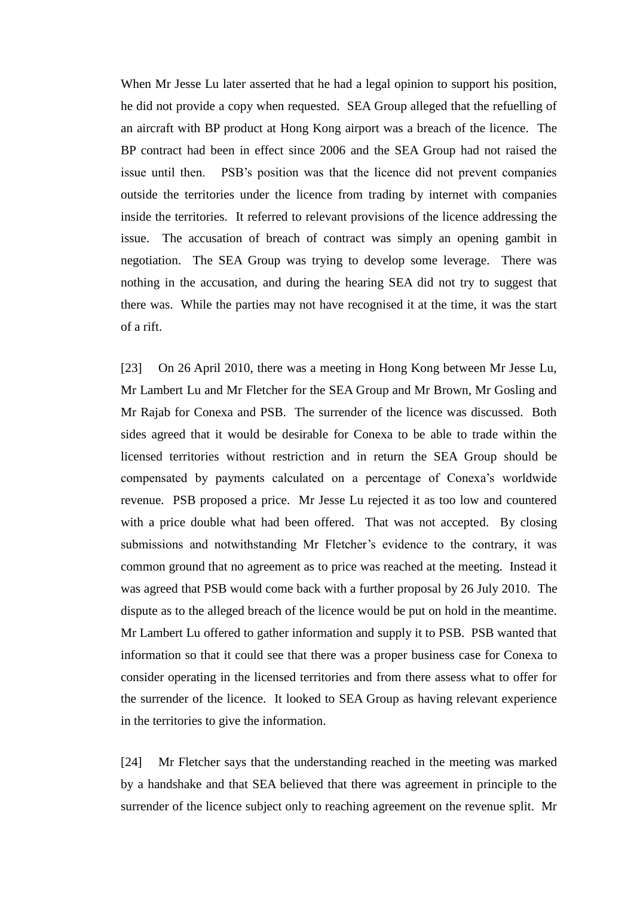When Mr Jesse Lu later asserted that he had a legal opinion to support his position, he did not provide a copy when requested. SEA Group alleged that the refuelling of an aircraft with BP product at Hong Kong airport was a breach of the licence. The BP contract had been in effect since 2006 and the SEA Group had not raised the issue until then. PSB's position was that the licence did not prevent companies outside the territories under the licence from trading by internet with companies inside the territories. It referred to relevant provisions of the licence addressing the issue. The accusation of breach of contract was simply an opening gambit in negotiation. The SEA Group was trying to develop some leverage. There was nothing in the accusation, and during the hearing SEA did not try to suggest that there was. While the parties may not have recognised it at the time, it was the start of a rift.

[23] On 26 April 2010, there was a meeting in Hong Kong between Mr Jesse Lu, Mr Lambert Lu and Mr Fletcher for the SEA Group and Mr Brown, Mr Gosling and Mr Rajab for Conexa and PSB. The surrender of the licence was discussed. Both sides agreed that it would be desirable for Conexa to be able to trade within the licensed territories without restriction and in return the SEA Group should be compensated by payments calculated on a percentage of Conexa's worldwide revenue. PSB proposed a price. Mr Jesse Lu rejected it as too low and countered with a price double what had been offered. That was not accepted. By closing submissions and notwithstanding Mr Fletcher's evidence to the contrary, it was common ground that no agreement as to price was reached at the meeting. Instead it was agreed that PSB would come back with a further proposal by 26 July 2010. The dispute as to the alleged breach of the licence would be put on hold in the meantime. Mr Lambert Lu offered to gather information and supply it to PSB. PSB wanted that information so that it could see that there was a proper business case for Conexa to consider operating in the licensed territories and from there assess what to offer for the surrender of the licence. It looked to SEA Group as having relevant experience in the territories to give the information.

[24] Mr Fletcher says that the understanding reached in the meeting was marked by a handshake and that SEA believed that there was agreement in principle to the surrender of the licence subject only to reaching agreement on the revenue split. Mr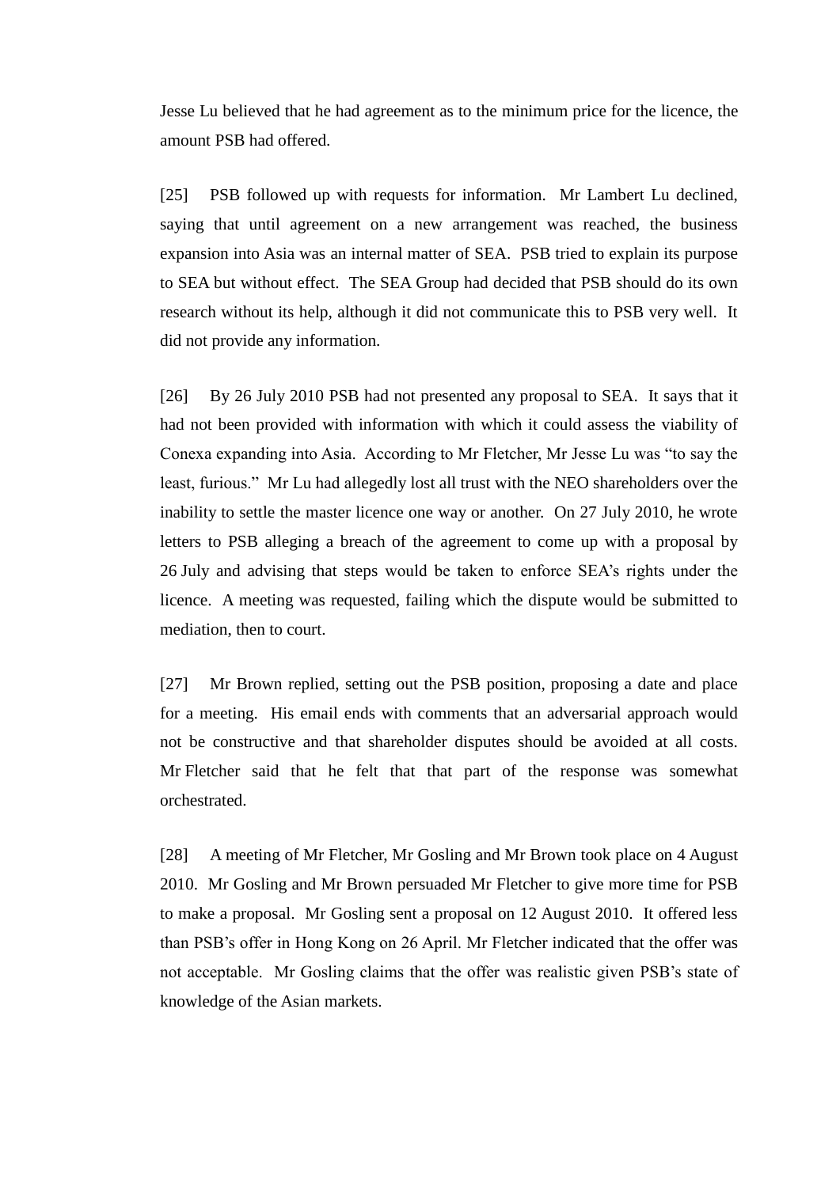Jesse Lu believed that he had agreement as to the minimum price for the licence, the amount PSB had offered.

[25] PSB followed up with requests for information. Mr Lambert Lu declined, saying that until agreement on a new arrangement was reached, the business expansion into Asia was an internal matter of SEA. PSB tried to explain its purpose to SEA but without effect. The SEA Group had decided that PSB should do its own research without its help, although it did not communicate this to PSB very well. It did not provide any information.

[26] By 26 July 2010 PSB had not presented any proposal to SEA. It says that it had not been provided with information with which it could assess the viability of Conexa expanding into Asia. According to Mr Fletcher, Mr Jesse Lu was "to say the least, furious." Mr Lu had allegedly lost all trust with the NEO shareholders over the inability to settle the master licence one way or another. On 27 July 2010, he wrote letters to PSB alleging a breach of the agreement to come up with a proposal by 26 July and advising that steps would be taken to enforce SEA's rights under the licence. A meeting was requested, failing which the dispute would be submitted to mediation, then to court.

[27] Mr Brown replied, setting out the PSB position, proposing a date and place for a meeting. His email ends with comments that an adversarial approach would not be constructive and that shareholder disputes should be avoided at all costs. Mr Fletcher said that he felt that that part of the response was somewhat orchestrated.

[28] A meeting of Mr Fletcher, Mr Gosling and Mr Brown took place on 4 August 2010. Mr Gosling and Mr Brown persuaded Mr Fletcher to give more time for PSB to make a proposal. Mr Gosling sent a proposal on 12 August 2010. It offered less than PSB's offer in Hong Kong on 26 April. Mr Fletcher indicated that the offer was not acceptable. Mr Gosling claims that the offer was realistic given PSB's state of knowledge of the Asian markets.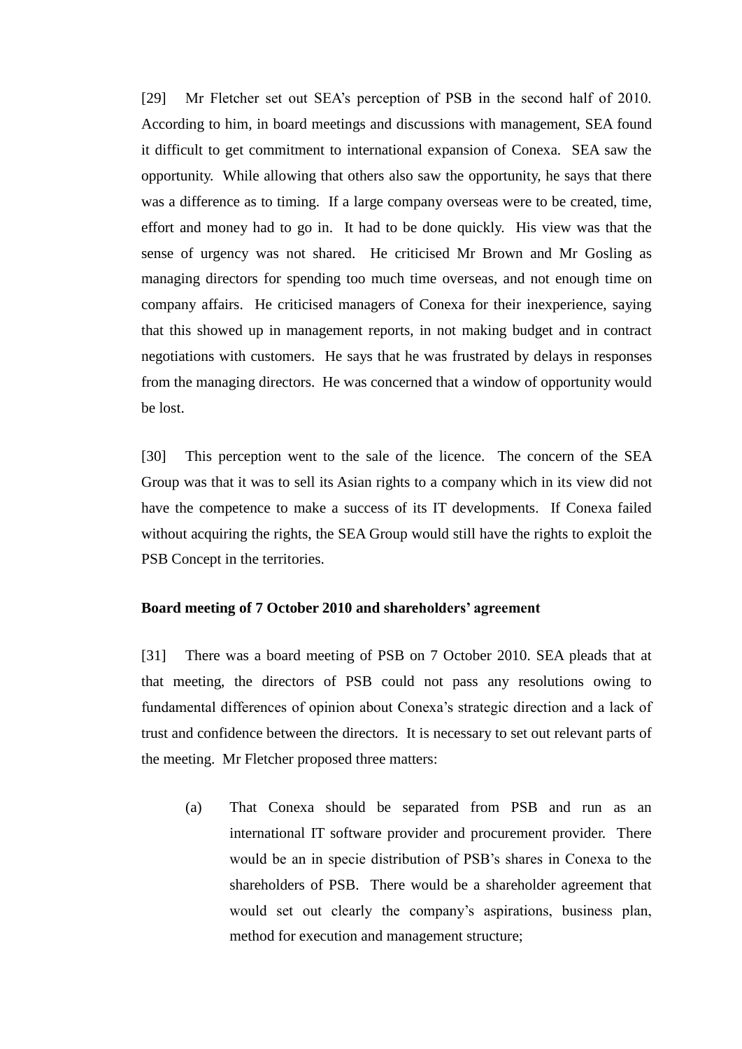[29] Mr Fletcher set out SEA's perception of PSB in the second half of 2010. According to him, in board meetings and discussions with management, SEA found it difficult to get commitment to international expansion of Conexa. SEA saw the opportunity. While allowing that others also saw the opportunity, he says that there was a difference as to timing. If a large company overseas were to be created, time, effort and money had to go in. It had to be done quickly. His view was that the sense of urgency was not shared. He criticised Mr Brown and Mr Gosling as managing directors for spending too much time overseas, and not enough time on company affairs. He criticised managers of Conexa for their inexperience, saying that this showed up in management reports, in not making budget and in contract negotiations with customers. He says that he was frustrated by delays in responses from the managing directors. He was concerned that a window of opportunity would be lost.

[30] This perception went to the sale of the licence. The concern of the SEA Group was that it was to sell its Asian rights to a company which in its view did not have the competence to make a success of its IT developments. If Conexa failed without acquiring the rights, the SEA Group would still have the rights to exploit the PSB Concept in the territories.

**Board meeting of 7 October 2010 and shareholders' agreement**

[31] There was a board meeting of PSB on 7 October 2010. SEA pleads that at that meeting, the directors of PSB could not pass any resolutions owing to fundamental differences of opinion about Conexa's strategic direction and a lack of trust and confidence between the directors. It is necessary to set out relevant parts of the meeting. Mr Fletcher proposed three matters:

(a) That Conexa should be separated from PSB and run as an international IT software provider and procurement provider. There would be an in specie distribution of PSB's shares in Conexa to the shareholders of PSB. There would be a shareholder agreement that would set out clearly the company's aspirations, business plan, method for execution and management structure;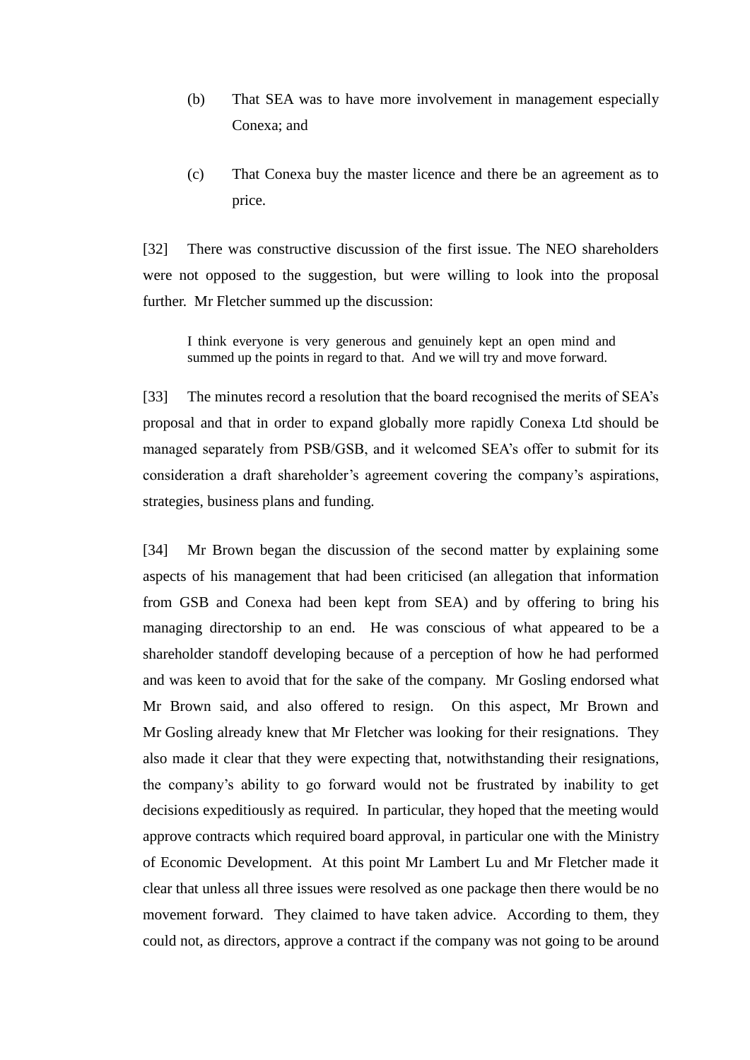(b) That SEA was to have more involvement in management especially Conexa; and

(c) That Conexa buy the master licence and there be an agreement as to price.

[32] There was constructive discussion of the first issue. The NEO shareholders were not opposed to the suggestion, but were willing to look into the proposal further. Mr Fletcher summed up the discussion:

> I think everyone is very generous and genuinely kept an open mind and summed up the points in regard to that. And we will try and move forward.

[33] The minutes record a resolution that the board recognised the merits of SEA's proposal and that in order to expand globally more rapidly Conexa Ltd should be managed separately from PSB/GSB, and it welcomed SEA's offer to submit for its consideration a draft shareholder's agreement covering the company's aspirations, strategies, business plans and funding.

[34] Mr Brown began the discussion of the second matter by explaining some aspects of his management that had been criticised (an allegation that information from GSB and Conexa had been kept from SEA) and by offering to bring his managing directorship to an end. He was conscious of what appeared to be a shareholder standoff developing because of a perception of how he had performed and was keen to avoid that for the sake of the company. Mr Gosling endorsed what Mr Brown said, and also offered to resign. On this aspect, Mr Brown and Mr Gosling already knew that Mr Fletcher was looking for their resignations. They also made it clear that they were expecting that, notwithstanding their resignations, the company's ability to go forward would not be frustrated by inability to get decisions expeditiously as required. In particular, they hoped that the meeting would approve contracts which required board approval, in particular one with the Ministry of Economic Development. At this point Mr Lambert Lu and Mr Fletcher made it clear that unless all three issues were resolved as one package then there would be no movement forward. They claimed to have taken advice. According to them, they could not, as directors, approve a contract if the company was not going to be around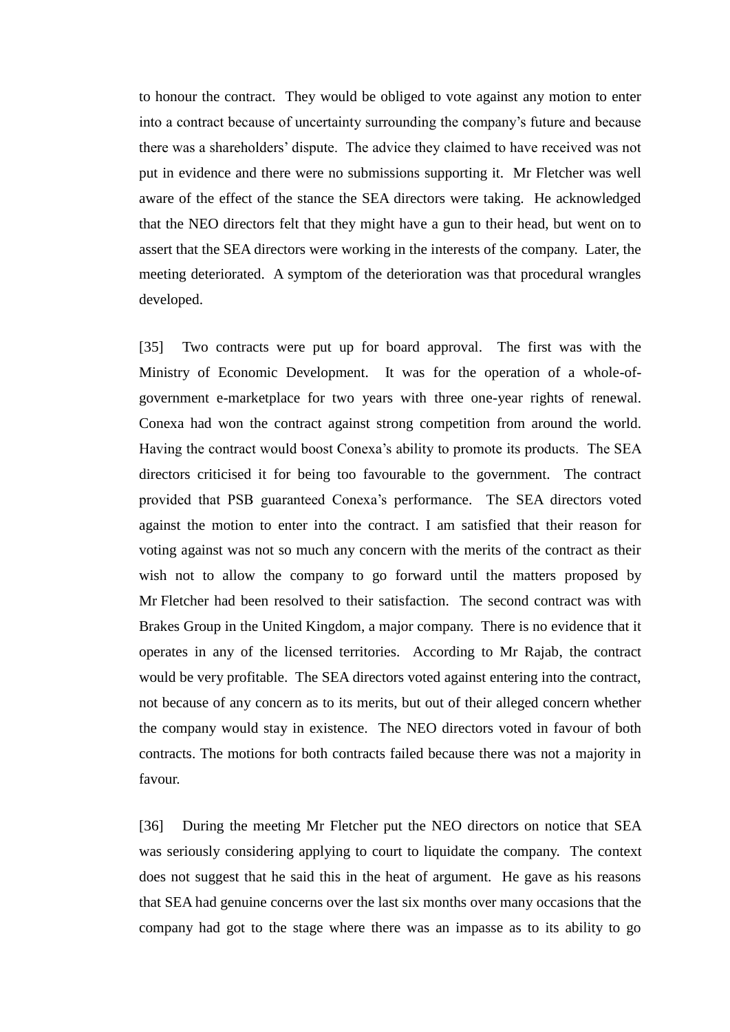to honour the contract. They would be obliged to vote against any motion to enter into a contract because of uncertainty surrounding the company's future and because there was a shareholders' dispute. The advice they claimed to have received was not put in evidence and there were no submissions supporting it. Mr Fletcher was well aware of the effect of the stance the SEA directors were taking. He acknowledged that the NEO directors felt that they might have a gun to their head, but went on to assert that the SEA directors were working in the interests of the company. Later, the meeting deteriorated. A symptom of the deterioration was that procedural wrangles developed.

[35] Two contracts were put up for board approval. The first was with the Ministry of Economic Development. It was for the operation of a whole-of-government e-marketplace for two years with three one-year rights of renewal. Conexa had won the contract against strong competition from around the world. Having the contract would boost Conexa's ability to promote its products. The SEA directors criticised it for being too favourable to the government. The contract provided that PSB guaranteed Conexa's performance. The SEA directors voted against the motion to enter into the contract. I am satisfied that their reason for voting against was not so much any concern with the merits of the contract as their wish not to allow the company to go forward until the matters proposed by Mr Fletcher had been resolved to their satisfaction. The second contract was with Brakes Group in the United Kingdom, a major company. There is no evidence that it operates in any of the licensed territories. According to Mr Rajab, the contract would be very profitable. The SEA directors voted against entering into the contract, not because of any concern as to its merits, but out of their alleged concern whether the company would stay in existence. The NEO directors voted in favour of both contracts. The motions for both contracts failed because there was not a majority in favour.

[36] During the meeting Mr Fletcher put the NEO directors on notice that SEA was seriously considering applying to court to liquidate the company. The context does not suggest that he said this in the heat of argument. He gave as his reasons that SEA had genuine concerns over the last six months over many occasions that the company had got to the stage where there was an impasse as to its ability to go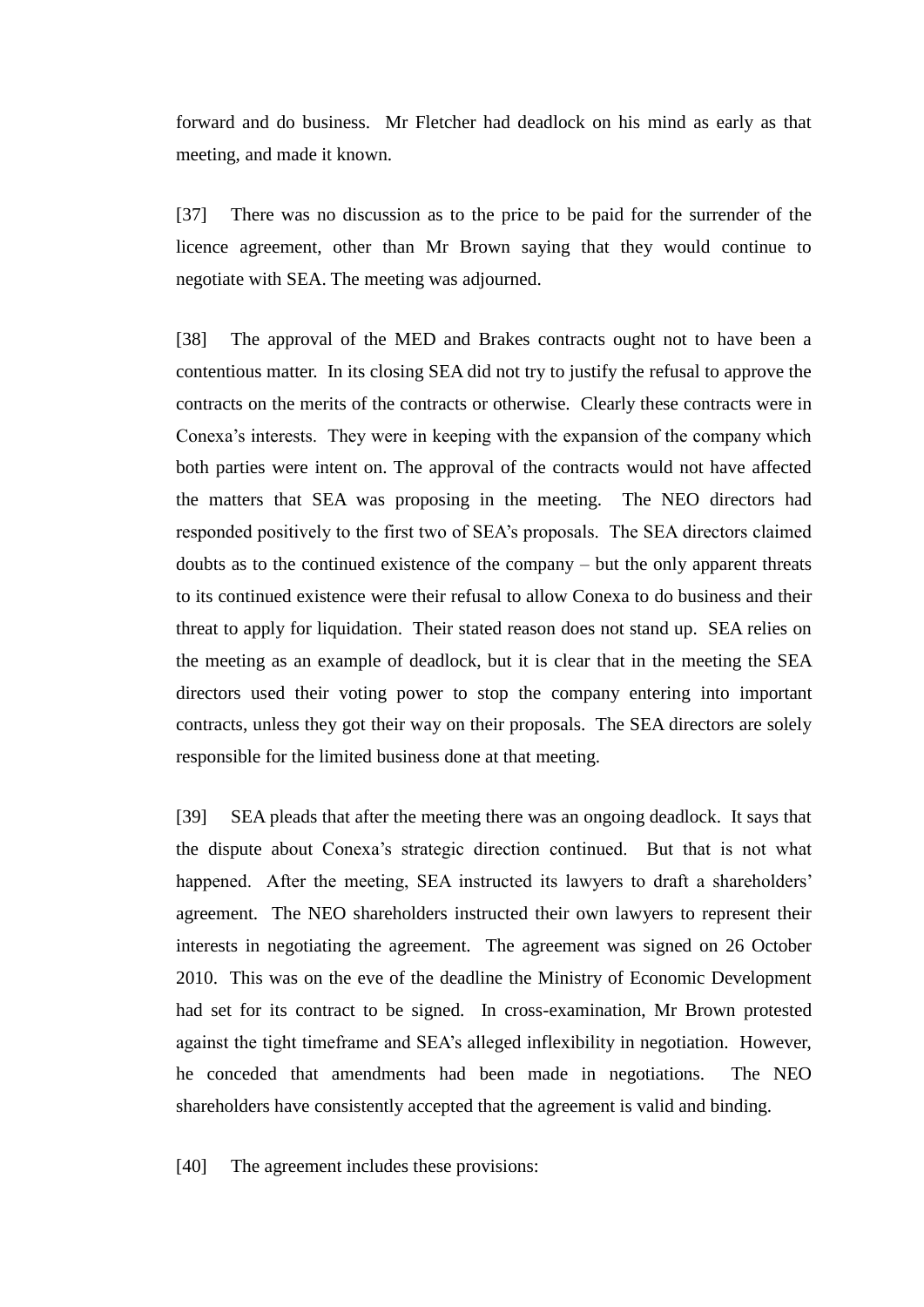forward and do business. Mr Fletcher had deadlock on his mind as early as that meeting, and made it known.

[37] There was no discussion as to the price to be paid for the surrender of the licence agreement, other than Mr Brown saying that they would continue to negotiate with SEA. The meeting was adjourned.

[38] The approval of the MED and Brakes contracts ought not to have been a contentious matter. In its closing SEA did not try to justify the refusal to approve the contracts on the merits of the contracts or otherwise. Clearly these contracts were in Conexa's interests. They were in keeping with the expansion of the company which both parties were intent on. The approval of the contracts would not have affected the matters that SEA was proposing in the meeting. The NEO directors had responded positively to the first two of SEA's proposals. The SEA directors claimed doubts as to the continued existence of the company – but the only apparent threats to its continued existence were their refusal to allow Conexa to do business and their threat to apply for liquidation. Their stated reason does not stand up. SEA relies on the meeting as an example of deadlock, but it is clear that in the meeting the SEA directors used their voting power to stop the company entering into important contracts, unless they got their way on their proposals. The SEA directors are solely responsible for the limited business done at that meeting.

[39] SEA pleads that after the meeting there was an ongoing deadlock. It says that the dispute about Conexa's strategic direction continued. But that is not what happened. After the meeting, SEA instructed its lawyers to draft a shareholders' agreement. The NEO shareholders instructed their own lawyers to represent their interests in negotiating the agreement. The agreement was signed on 26 October 2010. This was on the eve of the deadline the Ministry of Economic Development had set for its contract to be signed. In cross-examination, Mr Brown protested against the tight timeframe and SEA's alleged inflexibility in negotiation. However, he conceded that amendments had been made in negotiations. The NEO shareholders have consistently accepted that the agreement is valid and binding.

[40] The agreement includes these provisions: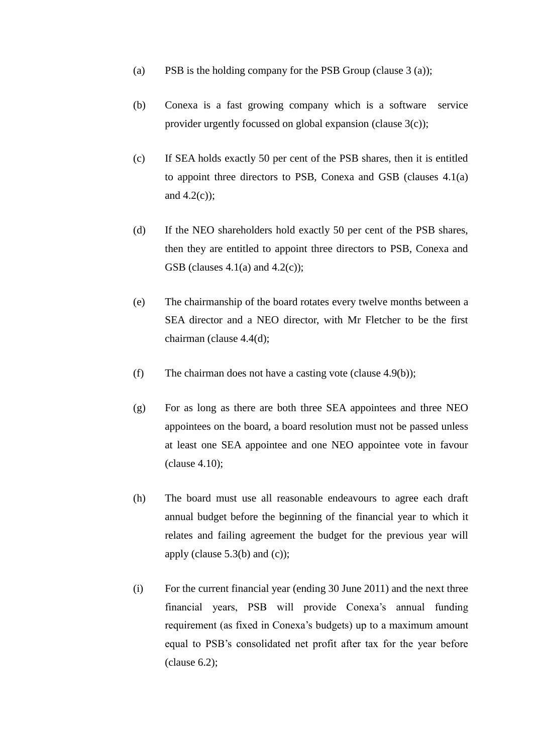(a) PSB is the holding company for the PSB Group (clause 3 (a));

(b) Conexa is a fast growing company which is a software service provider urgently focussed on global expansion (clause 3(c));

(c) If SEA holds exactly 50 per cent of the PSB shares, then it is entitled to appoint three directors to PSB, Conexa and GSB (clauses 4.1(a) and 4.2(c));

(d) If the NEO shareholders hold exactly 50 per cent of the PSB shares, then they are entitled to appoint three directors to PSB, Conexa and GSB (clauses 4.1(a) and 4.2(c));

(e) The chairmanship of the board rotates every twelve months between a SEA director and a NEO director, with Mr Fletcher to be the first chairman (clause 4.4(d);

(f) The chairman does not have a casting vote (clause 4.9(b));

(g) For as long as there are both three SEA appointees and three NEO appointees on the board, a board resolution must not be passed unless at least one SEA appointee and one NEO appointee vote in favour (clause 4.10);

(h) The board must use all reasonable endeavours to agree each draft annual budget before the beginning of the financial year to which it relates and failing agreement the budget for the previous year will apply (clause 5.3(b) and (c));

(i) For the current financial year (ending 30 June 2011) and the next three financial years, PSB will provide Conexa's annual funding requirement (as fixed in Conexa's budgets) up to a maximum amount equal to PSB's consolidated net profit after tax for the year before (clause 6.2);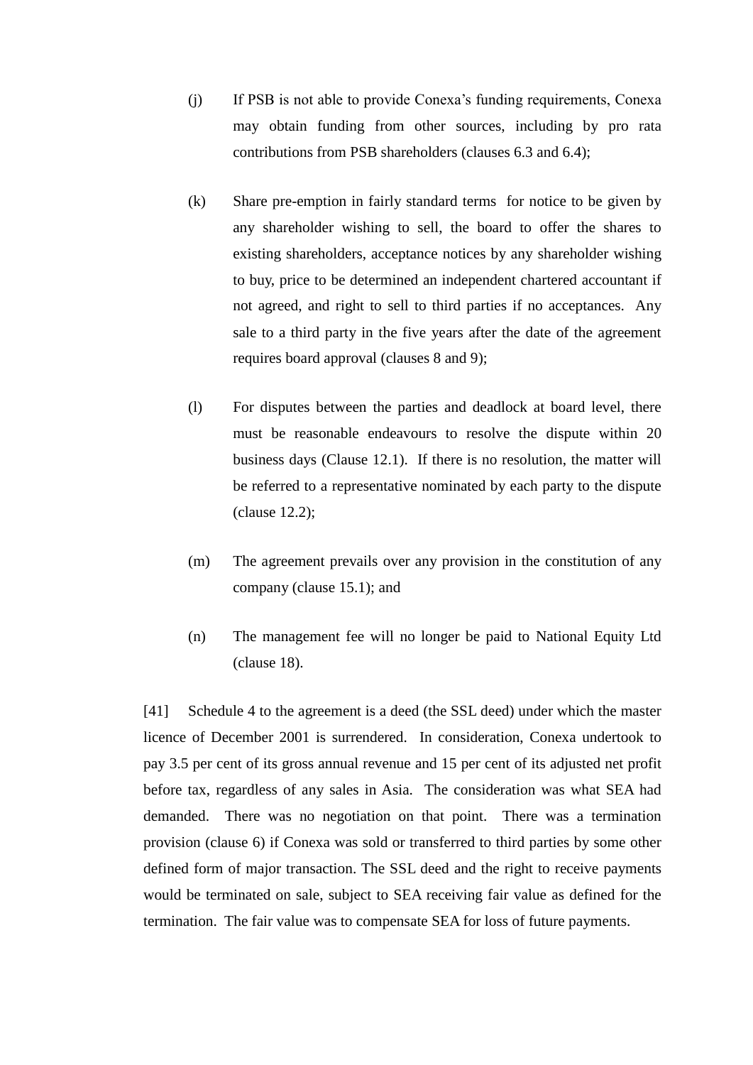(j) If PSB is not able to provide Conexa's funding requirements, Conexa may obtain funding from other sources, including by pro rata contributions from PSB shareholders (clauses 6.3 and 6.4);

(k) Share pre-emption in fairly standard terms for notice to be given by any shareholder wishing to sell, the board to offer the shares to existing shareholders, acceptance notices by any shareholder wishing to buy, price to be determined an independent chartered accountant if not agreed, and right to sell to third parties if no acceptances. Any sale to a third party in the five years after the date of the agreement requires board approval (clauses 8 and 9);

(l) For disputes between the parties and deadlock at board level, there must be reasonable endeavours to resolve the dispute within 20 business days (Clause 12.1). If there is no resolution, the matter will be referred to a representative nominated by each party to the dispute (clause 12.2);

(m) The agreement prevails over any provision in the constitution of any company (clause 15.1); and

(n) The management fee will no longer be paid to National Equity Ltd (clause 18).

[41] Schedule 4 to the agreement is a deed (the SSL deed) under which the master licence of December 2001 is surrendered. In consideration, Conexa undertook to pay 3.5 per cent of its gross annual revenue and 15 per cent of its adjusted net profit before tax, regardless of any sales in Asia. The consideration was what SEA had demanded. There was no negotiation on that point. There was a termination provision (clause 6) if Conexa was sold or transferred to third parties by some other defined form of major transaction. The SSL deed and the right to receive payments would be terminated on sale, subject to SEA receiving fair value as defined for the termination. The fair value was to compensate SEA for loss of future payments.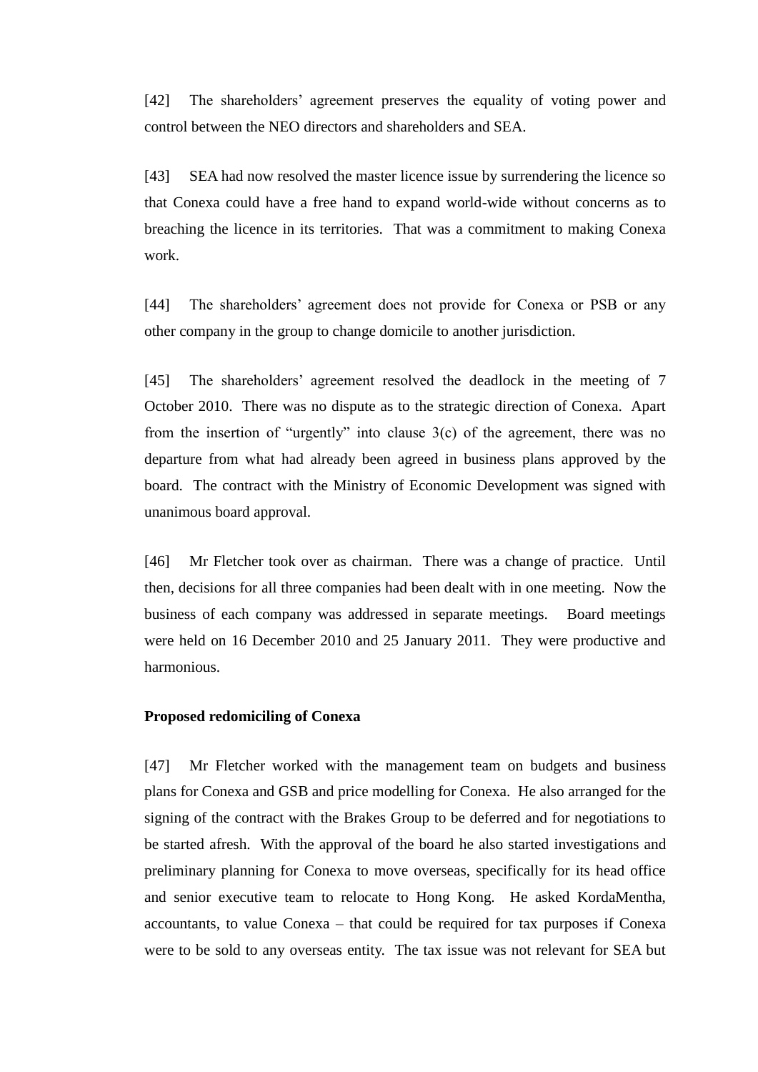[42] The shareholders' agreement preserves the equality of voting power and control between the NEO directors and shareholders and SEA.

[43] SEA had now resolved the master licence issue by surrendering the licence so that Conexa could have a free hand to expand world-wide without concerns as to breaching the licence in its territories. That was a commitment to making Conexa work.

[44] The shareholders' agreement does not provide for Conexa or PSB or any other company in the group to change domicile to another jurisdiction.

[45] The shareholders' agreement resolved the deadlock in the meeting of 7 October 2010. There was no dispute as to the strategic direction of Conexa. Apart from the insertion of "urgently" into clause 3(c) of the agreement, there was no departure from what had already been agreed in business plans approved by the board. The contract with the Ministry of Economic Development was signed with unanimous board approval.

[46] Mr Fletcher took over as chairman. There was a change of practice. Until then, decisions for all three companies had been dealt with in one meeting. Now the business of each company was addressed in separate meetings. Board meetings were held on 16 December 2010 and 25 January 2011. They were productive and harmonious.

**Proposed redomiciling of Conexa**

[47] Mr Fletcher worked with the management team on budgets and business plans for Conexa and GSB and price modelling for Conexa. He also arranged for the signing of the contract with the Brakes Group to be deferred and for negotiations to be started afresh. With the approval of the board he also started investigations and preliminary planning for Conexa to move overseas, specifically for its head office and senior executive team to relocate to Hong Kong. He asked KordaMentha, accountants, to value Conexa – that could be required for tax purposes if Conexa were to be sold to any overseas entity. The tax issue was not relevant for SEA but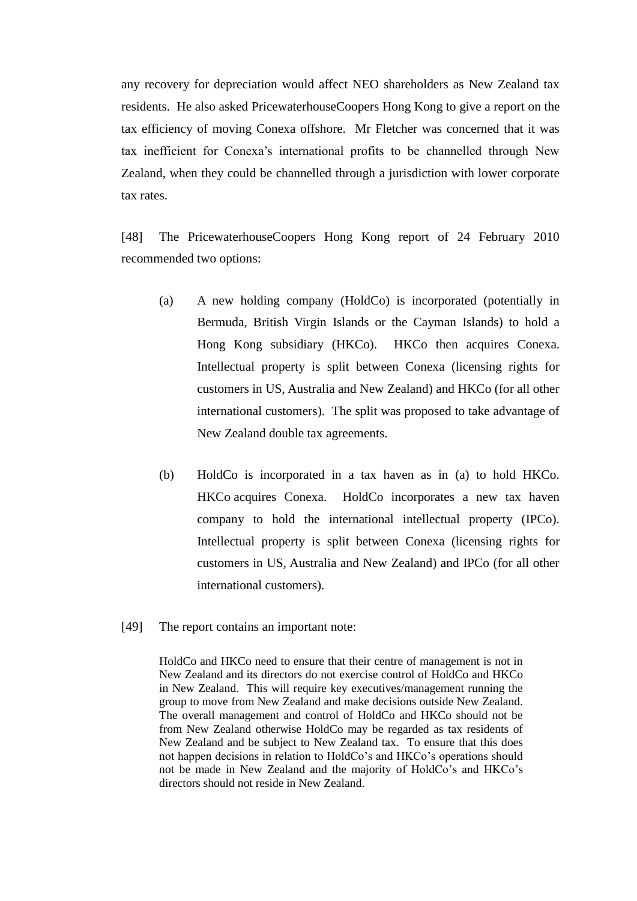any recovery for depreciation would affect NEO shareholders as New Zealand tax residents. He also asked PricewaterhouseCoopers Hong Kong to give a report on the tax efficiency of moving Conexa offshore. Mr Fletcher was concerned that it was tax inefficient for Conexa's international profits to be channelled through New Zealand, when they could be channelled through a jurisdiction with lower corporate tax rates.

[48] The PricewaterhouseCoopers Hong Kong report of 24 February 2010 recommended two options:

(a) A new holding company (HoldCo) is incorporated (potentially in Bermuda, British Virgin Islands or the Cayman Islands) to hold a Hong Kong subsidiary (HKCo). HKCo then acquires Conexa. Intellectual property is split between Conexa (licensing rights for customers in US, Australia and New Zealand) and HKCo (for all other international customers). The split was proposed to take advantage of New Zealand double tax agreements.

(b) HoldCo is incorporated in a tax haven as in (a) to hold HKCo. HKCo acquires Conexa. HoldCo incorporates a new tax haven company to hold the international intellectual property (IPCo). Intellectual property is split between Conexa (licensing rights for customers in US, Australia and New Zealand) and IPCo (for all other international customers).

[49] The report contains an important note:

> HoldCo and HKCo need to ensure that their centre of management is not in New Zealand and its directors do not exercise control of HoldCo and HKCo in New Zealand. This will require key executives/management running the group to move from New Zealand and make decisions outside New Zealand. The overall management and control of HoldCo and HKCo should not be from New Zealand otherwise HoldCo may be regarded as tax residents of New Zealand and be subject to New Zealand tax. To ensure that this does not happen decisions in relation to HoldCo's and HKCo's operations should not be made in New Zealand and the majority of HoldCo's and HKCo's directors should not reside in New Zealand.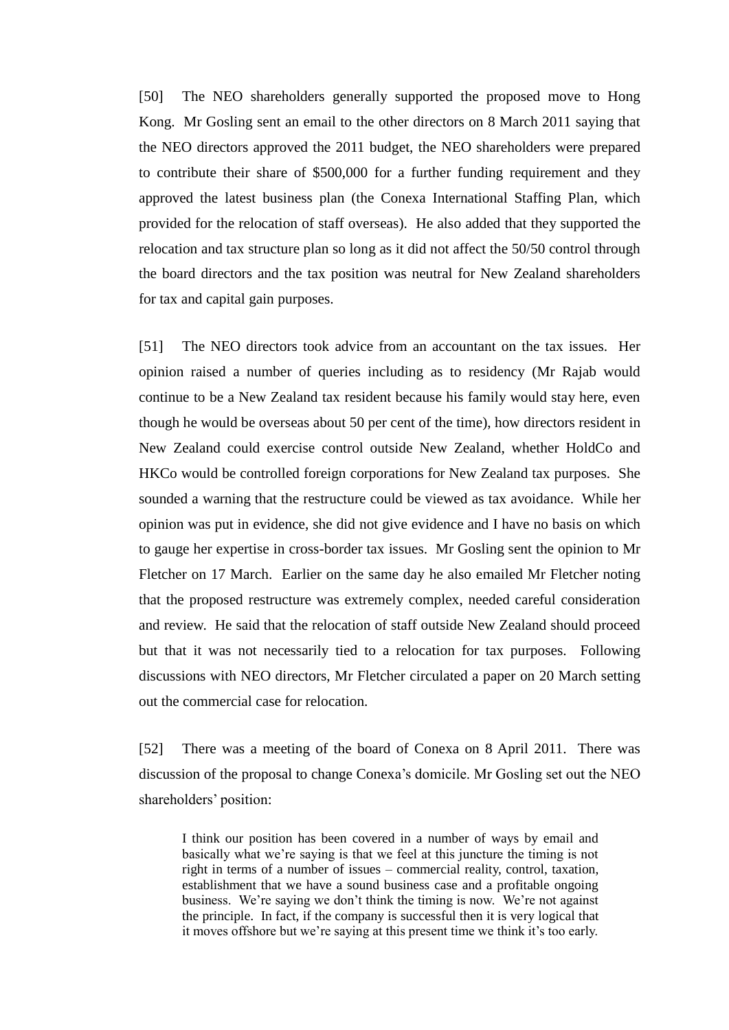[50] The NEO shareholders generally supported the proposed move to Hong Kong. Mr Gosling sent an email to the other directors on 8 March 2011 saying that the NEO directors approved the 2011 budget, the NEO shareholders were prepared to contribute their share of $500,000 for a further funding requirement and they approved the latest business plan (the Conexa International Staffing Plan, which provided for the relocation of staff overseas). He also added that they supported the relocation and tax structure plan so long as it did not affect the 50/50 control through the board directors and the tax position was neutral for New Zealand shareholders for tax and capital gain purposes.

[51] The NEO directors took advice from an accountant on the tax issues. Her opinion raised a number of queries including as to residency (Mr Rajab would continue to be a New Zealand tax resident because his family would stay here, even though he would be overseas about 50 per cent of the time), how directors resident in New Zealand could exercise control outside New Zealand, whether HoldCo and HKCo would be controlled foreign corporations for New Zealand tax purposes. She sounded a warning that the restructure could be viewed as tax avoidance. While her opinion was put in evidence, she did not give evidence and I have no basis on which to gauge her expertise in cross-border tax issues. Mr Gosling sent the opinion to Mr Fletcher on 17 March. Earlier on the same day he also emailed Mr Fletcher noting that the proposed restructure was extremely complex, needed careful consideration and review. He said that the relocation of staff outside New Zealand should proceed but that it was not necessarily tied to a relocation for tax purposes. Following discussions with NEO directors, Mr Fletcher circulated a paper on 20 March setting out the commercial case for relocation.

[52] There was a meeting of the board of Conexa on 8 April 2011. There was discussion of the proposal to change Conexa's domicile. Mr Gosling set out the NEO shareholders' position:

> I think our position has been covered in a number of ways by email and basically what we're saying is that we feel at this juncture the timing is not right in terms of a number of issues – commercial reality, control, taxation, establishment that we have a sound business case and a profitable ongoing business. We're saying we don't think the timing is now. We're not against the principle. In fact, if the company is successful then it is very logical that it moves offshore but we're saying at this present time we think it's too early.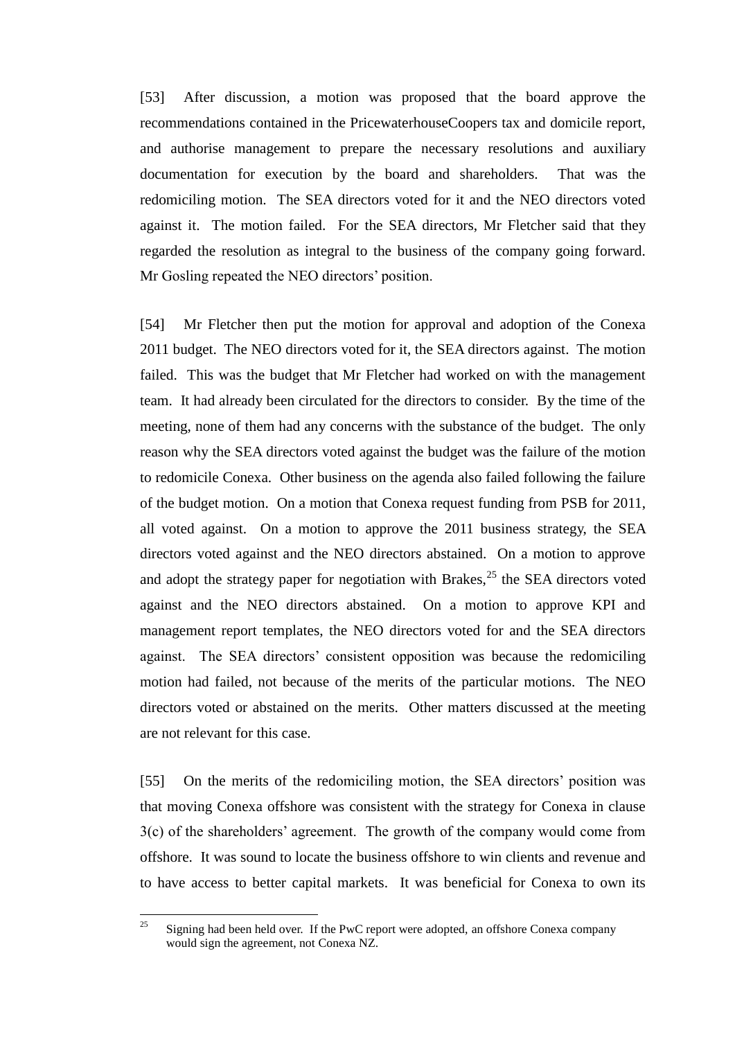[53] After discussion, a motion was proposed that the board approve the recommendations contained in the PricewaterhouseCoopers tax and domicile report, and authorise management to prepare the necessary resolutions and auxiliary documentation for execution by the board and shareholders. That was the redomiciling motion. The SEA directors voted for it and the NEO directors voted against it. The motion failed. For the SEA directors, Mr Fletcher said that they regarded the resolution as integral to the business of the company going forward. Mr Gosling repeated the NEO directors' position.

[54] Mr Fletcher then put the motion for approval and adoption of the Conexa 2011 budget. The NEO directors voted for it, the SEA directors against. The motion failed. This was the budget that Mr Fletcher had worked on with the management team. It had already been circulated for the directors to consider. By the time of the meeting, none of them had any concerns with the substance of the budget. The only reason why the SEA directors voted against the budget was the failure of the motion to redomicile Conexa. Other business on the agenda also failed following the failure of the budget motion. On a motion that Conexa request funding from PSB for 2011, all voted against. On a motion to approve the 2011 business strategy, the SEA directors voted against and the NEO directors abstained. On a motion to approve and adopt the strategy paper for negotiation with Brakes,[25] the SEA directors voted against and the NEO directors abstained. On a motion to approve KPI and management report templates, the NEO directors voted for and the SEA directors against. The SEA directors' consistent opposition was because the redomiciling motion had failed, not because of the merits of the particular motions. The NEO directors voted or abstained on the merits. Other matters discussed at the meeting are not relevant for this case.

[55] On the merits of the redomiciling motion, the SEA directors' position was that moving Conexa offshore was consistent with the strategy for Conexa in clause 3(c) of the shareholders' agreement. The growth of the company would come from offshore. It was sound to locate the business offshore to win clients and revenue and to have access to better capital markets. It was beneficial for Conexa to own its

---

[25] Signing had been held over. If the PwC report were adopted, an offshore Conexa company would sign the agreement, not Conexa NZ.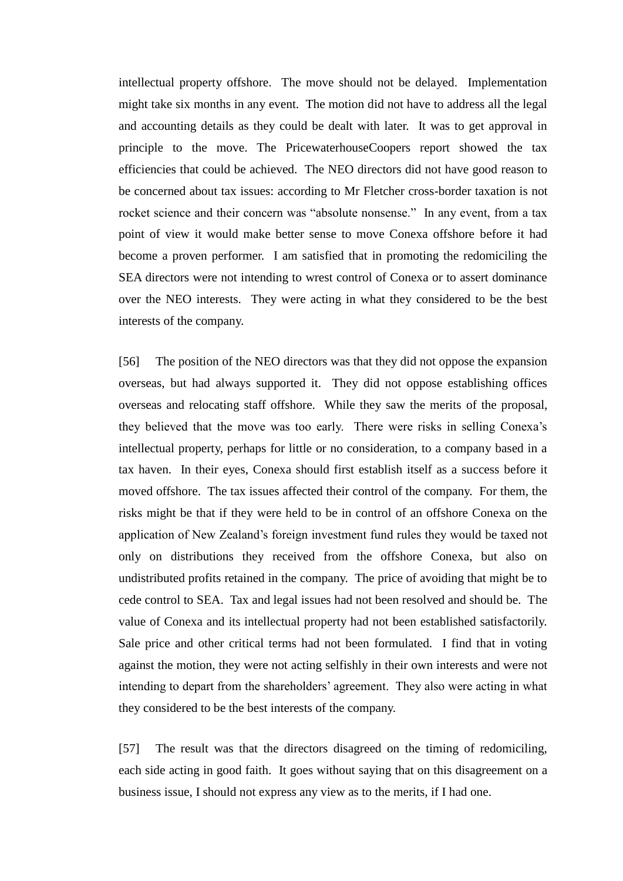intellectual property offshore. The move should not be delayed. Implementation might take six months in any event. The motion did not have to address all the legal and accounting details as they could be dealt with later. It was to get approval in principle to the move. The PricewaterhouseCoopers report showed the tax efficiencies that could be achieved. The NEO directors did not have good reason to be concerned about tax issues: according to Mr Fletcher cross-border taxation is not rocket science and their concern was "absolute nonsense." In any event, from a tax point of view it would make better sense to move Conexa offshore before it had become a proven performer. I am satisfied that in promoting the redomiciling the SEA directors were not intending to wrest control of Conexa or to assert dominance over the NEO interests. They were acting in what they considered to be the best interests of the company.

[56] The position of the NEO directors was that they did not oppose the expansion overseas, but had always supported it. They did not oppose establishing offices overseas and relocating staff offshore. While they saw the merits of the proposal, they believed that the move was too early. There were risks in selling Conexa's intellectual property, perhaps for little or no consideration, to a company based in a tax haven. In their eyes, Conexa should first establish itself as a success before it moved offshore. The tax issues affected their control of the company. For them, the risks might be that if they were held to be in control of an offshore Conexa on the application of New Zealand's foreign investment fund rules they would be taxed not only on distributions they received from the offshore Conexa, but also on undistributed profits retained in the company. The price of avoiding that might be to cede control to SEA. Tax and legal issues had not been resolved and should be. The value of Conexa and its intellectual property had not been established satisfactorily. Sale price and other critical terms had not been formulated. I find that in voting against the motion, they were not acting selfishly in their own interests and were not intending to depart from the shareholders' agreement. They also were acting in what they considered to be the best interests of the company.

[57] The result was that the directors disagreed on the timing of redomiciling, each side acting in good faith. It goes without saying that on this disagreement on a business issue, I should not express any view as to the merits, if I had one.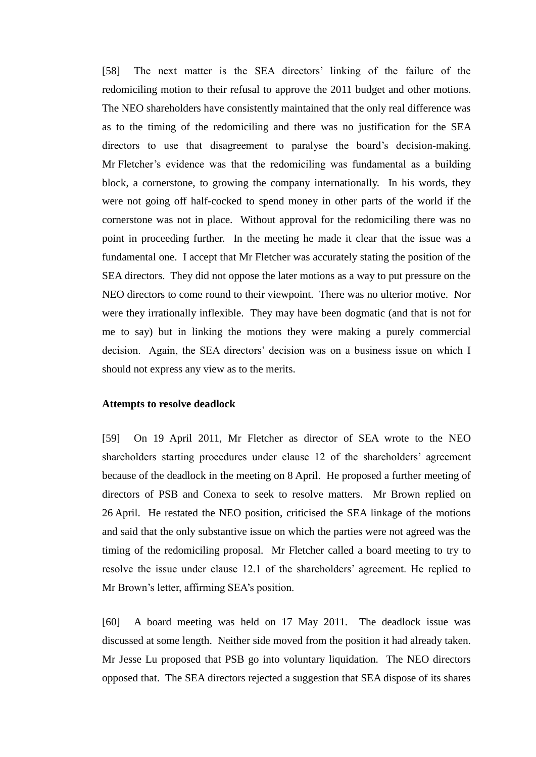[58] The next matter is the SEA directors' linking of the failure of the redomiciling motion to their refusal to approve the 2011 budget and other motions. The NEO shareholders have consistently maintained that the only real difference was as to the timing of the redomiciling and there was no justification for the SEA directors to use that disagreement to paralyse the board's decision-making. Mr Fletcher's evidence was that the redomiciling was fundamental as a building block, a cornerstone, to growing the company internationally. In his words, they were not going off half-cocked to spend money in other parts of the world if the cornerstone was not in place. Without approval for the redomiciling there was no point in proceeding further. In the meeting he made it clear that the issue was a fundamental one. I accept that Mr Fletcher was accurately stating the position of the SEA directors. They did not oppose the later motions as a way to put pressure on the NEO directors to come round to their viewpoint. There was no ulterior motive. Nor were they irrationally inflexible. They may have been dogmatic (and that is not for me to say) but in linking the motions they were making a purely commercial decision. Again, the SEA directors' decision was on a business issue on which I should not express any view as to the merits.

**Attempts to resolve deadlock**

[59] On 19 April 2011, Mr Fletcher as director of SEA wrote to the NEO shareholders starting procedures under clause 12 of the shareholders' agreement because of the deadlock in the meeting on 8 April. He proposed a further meeting of directors of PSB and Conexa to seek to resolve matters. Mr Brown replied on 26 April. He restated the NEO position, criticised the SEA linkage of the motions and said that the only substantive issue on which the parties were not agreed was the timing of the redomiciling proposal. Mr Fletcher called a board meeting to try to resolve the issue under clause 12.1 of the shareholders' agreement. He replied to Mr Brown's letter, affirming SEA's position.

[60] A board meeting was held on 17 May 2011. The deadlock issue was discussed at some length. Neither side moved from the position it had already taken. Mr Jesse Lu proposed that PSB go into voluntary liquidation. The NEO directors opposed that. The SEA directors rejected a suggestion that SEA dispose of its shares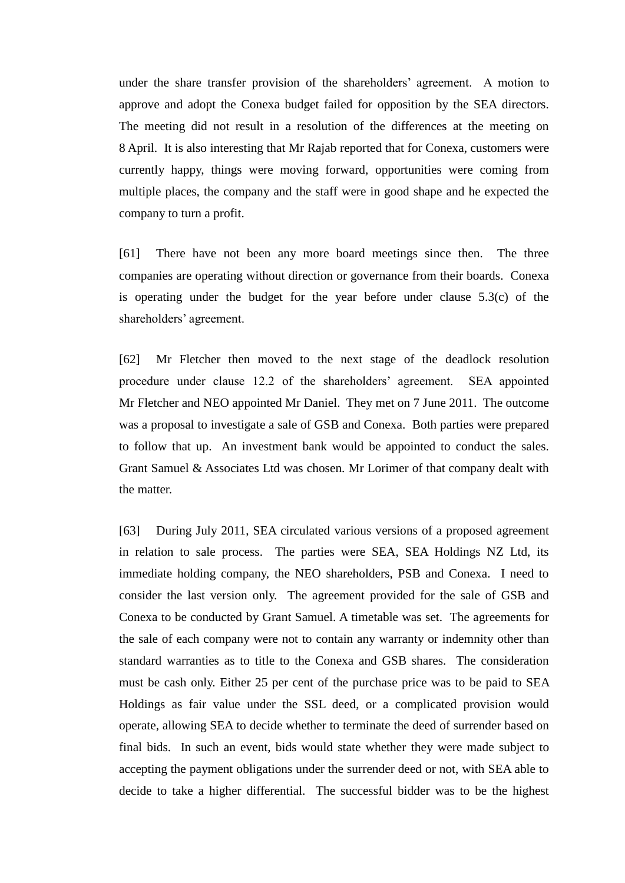under the share transfer provision of the shareholders' agreement. A motion to approve and adopt the Conexa budget failed for opposition by the SEA directors. The meeting did not result in a resolution of the differences at the meeting on 8 April. It is also interesting that Mr Rajab reported that for Conexa, customers were currently happy, things were moving forward, opportunities were coming from multiple places, the company and the staff were in good shape and he expected the company to turn a profit.

[61] There have not been any more board meetings since then. The three companies are operating without direction or governance from their boards. Conexa is operating under the budget for the year before under clause 5.3(c) of the shareholders' agreement.

[62] Mr Fletcher then moved to the next stage of the deadlock resolution procedure under clause 12.2 of the shareholders' agreement. SEA appointed Mr Fletcher and NEO appointed Mr Daniel. They met on 7 June 2011. The outcome was a proposal to investigate a sale of GSB and Conexa. Both parties were prepared to follow that up. An investment bank would be appointed to conduct the sales. Grant Samuel & Associates Ltd was chosen. Mr Lorimer of that company dealt with the matter.

[63] During July 2011, SEA circulated various versions of a proposed agreement in relation to sale process. The parties were SEA, SEA Holdings NZ Ltd, its immediate holding company, the NEO shareholders, PSB and Conexa. I need to consider the last version only. The agreement provided for the sale of GSB and Conexa to be conducted by Grant Samuel. A timetable was set. The agreements for the sale of each company were not to contain any warranty or indemnity other than standard warranties as to title to the Conexa and GSB shares. The consideration must be cash only. Either 25 per cent of the purchase price was to be paid to SEA Holdings as fair value under the SSL deed, or a complicated provision would operate, allowing SEA to decide whether to terminate the deed of surrender based on final bids. In such an event, bids would state whether they were made subject to accepting the payment obligations under the surrender deed or not, with SEA able to decide to take a higher differential. The successful bidder was to be the highest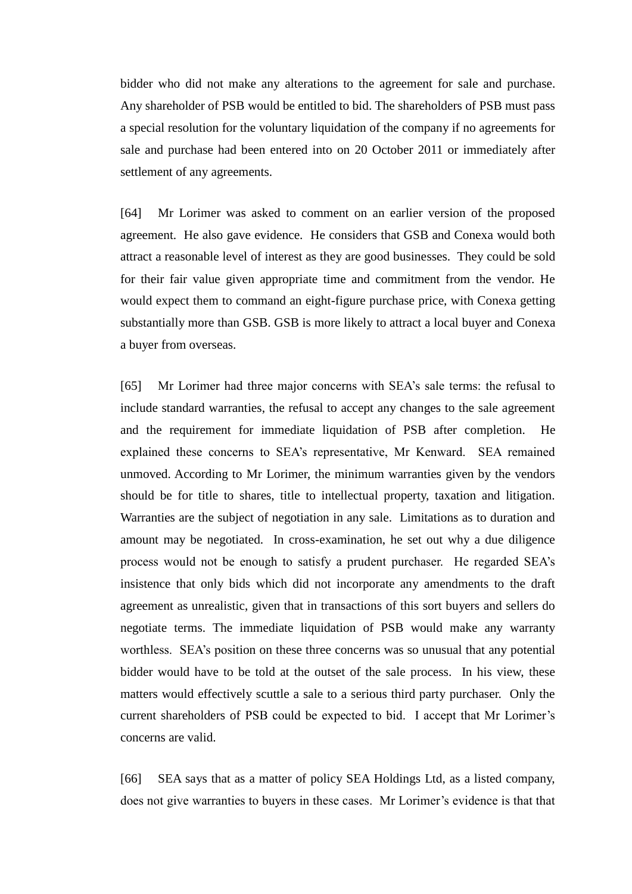bidder who did not make any alterations to the agreement for sale and purchase. Any shareholder of PSB would be entitled to bid. The shareholders of PSB must pass a special resolution for the voluntary liquidation of the company if no agreements for sale and purchase had been entered into on 20 October 2011 or immediately after settlement of any agreements.

[64] Mr Lorimer was asked to comment on an earlier version of the proposed agreement. He also gave evidence. He considers that GSB and Conexa would both attract a reasonable level of interest as they are good businesses. They could be sold for their fair value given appropriate time and commitment from the vendor. He would expect them to command an eight-figure purchase price, with Conexa getting substantially more than GSB. GSB is more likely to attract a local buyer and Conexa a buyer from overseas.

[65] Mr Lorimer had three major concerns with SEA's sale terms: the refusal to include standard warranties, the refusal to accept any changes to the sale agreement and the requirement for immediate liquidation of PSB after completion. He explained these concerns to SEA's representative, Mr Kenward. SEA remained unmoved. According to Mr Lorimer, the minimum warranties given by the vendors should be for title to shares, title to intellectual property, taxation and litigation. Warranties are the subject of negotiation in any sale. Limitations as to duration and amount may be negotiated. In cross-examination, he set out why a due diligence process would not be enough to satisfy a prudent purchaser. He regarded SEA's insistence that only bids which did not incorporate any amendments to the draft agreement as unrealistic, given that in transactions of this sort buyers and sellers do negotiate terms. The immediate liquidation of PSB would make any warranty worthless. SEA's position on these three concerns was so unusual that any potential bidder would have to be told at the outset of the sale process. In his view, these matters would effectively scuttle a sale to a serious third party purchaser. Only the current shareholders of PSB could be expected to bid. I accept that Mr Lorimer's concerns are valid.

[66] SEA says that as a matter of policy SEA Holdings Ltd, as a listed company, does not give warranties to buyers in these cases. Mr Lorimer's evidence is that that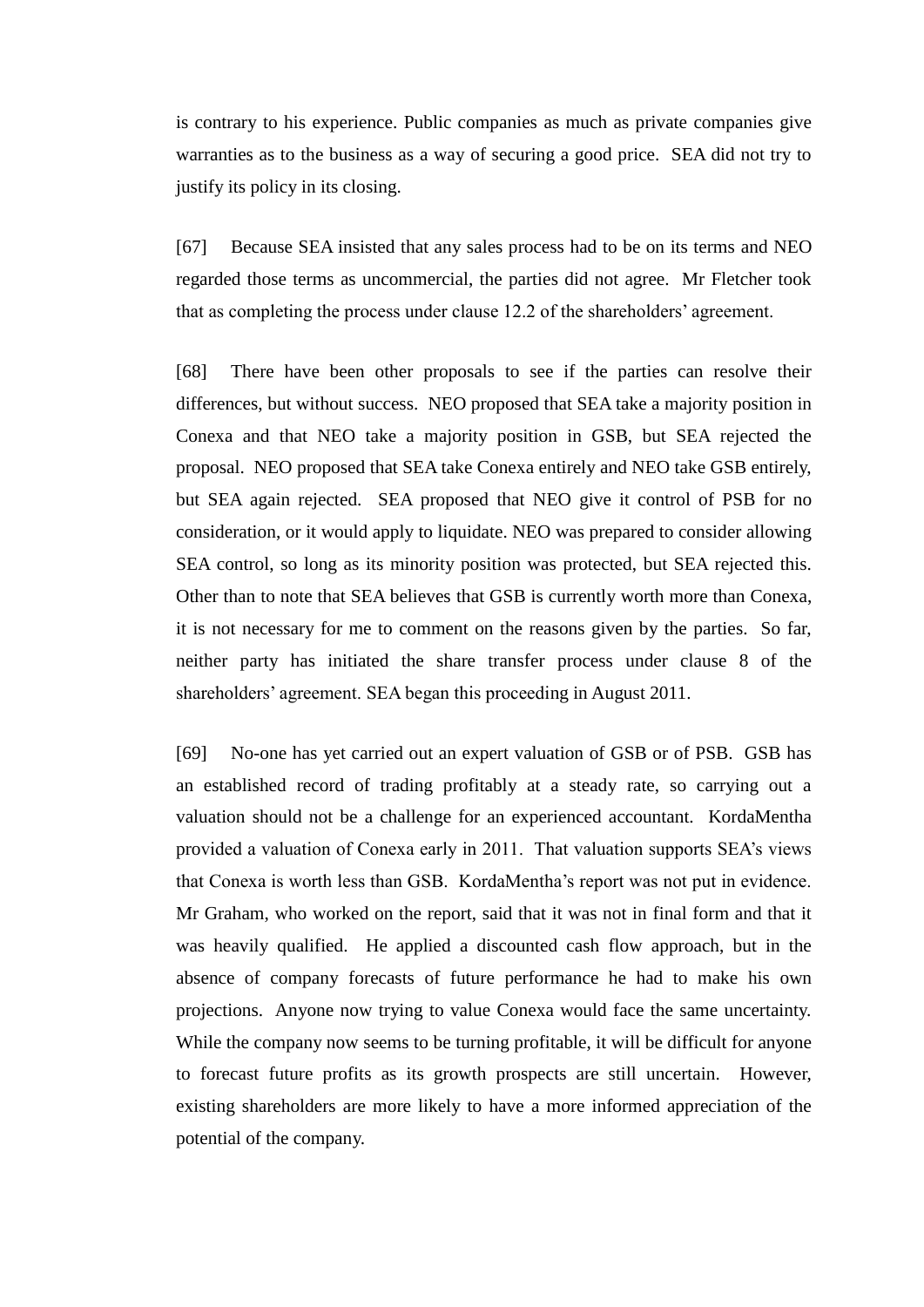is contrary to his experience. Public companies as much as private companies give warranties as to the business as a way of securing a good price. SEA did not try to justify its policy in its closing.

[67] Because SEA insisted that any sales process had to be on its terms and NEO regarded those terms as uncommercial, the parties did not agree. Mr Fletcher took that as completing the process under clause 12.2 of the shareholders' agreement.

[68] There have been other proposals to see if the parties can resolve their differences, but without success. NEO proposed that SEA take a majority position in Conexa and that NEO take a majority position in GSB, but SEA rejected the proposal. NEO proposed that SEA take Conexa entirely and NEO take GSB entirely, but SEA again rejected. SEA proposed that NEO give it control of PSB for no consideration, or it would apply to liquidate. NEO was prepared to consider allowing SEA control, so long as its minority position was protected, but SEA rejected this. Other than to note that SEA believes that GSB is currently worth more than Conexa, it is not necessary for me to comment on the reasons given by the parties. So far, neither party has initiated the share transfer process under clause 8 of the shareholders' agreement. SEA began this proceeding in August 2011.

[69] No-one has yet carried out an expert valuation of GSB or of PSB. GSB has an established record of trading profitably at a steady rate, so carrying out a valuation should not be a challenge for an experienced accountant. KordaMentha provided a valuation of Conexa early in 2011. That valuation supports SEA's views that Conexa is worth less than GSB. KordaMentha's report was not put in evidence. Mr Graham, who worked on the report, said that it was not in final form and that it was heavily qualified. He applied a discounted cash flow approach, but in the absence of company forecasts of future performance he had to make his own projections. Anyone now trying to value Conexa would face the same uncertainty. While the company now seems to be turning profitable, it will be difficult for anyone to forecast future profits as its growth prospects are still uncertain. However, existing shareholders are more likely to have a more informed appreciation of the potential of the company.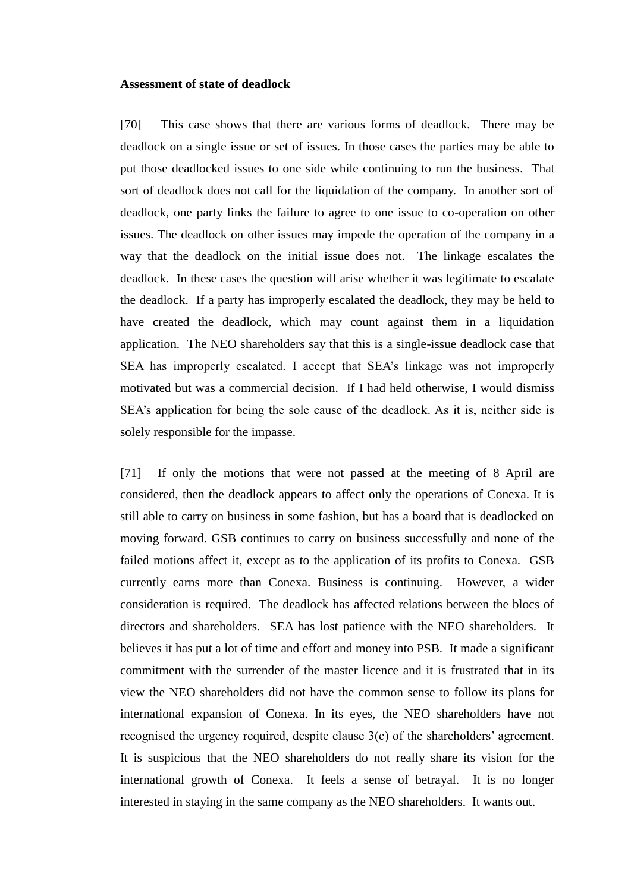**Assessment of state of deadlock**

[70] This case shows that there are various forms of deadlock. There may be deadlock on a single issue or set of issues. In those cases the parties may be able to put those deadlocked issues to one side while continuing to run the business. That sort of deadlock does not call for the liquidation of the company. In another sort of deadlock, one party links the failure to agree to one issue to co-operation on other issues. The deadlock on other issues may impede the operation of the company in a way that the deadlock on the initial issue does not. The linkage escalates the deadlock. In these cases the question will arise whether it was legitimate to escalate the deadlock. If a party has improperly escalated the deadlock, they may be held to have created the deadlock, which may count against them in a liquidation application. The NEO shareholders say that this is a single-issue deadlock case that SEA has improperly escalated. I accept that SEA's linkage was not improperly motivated but was a commercial decision. If I had held otherwise, I would dismiss SEA's application for being the sole cause of the deadlock. As it is, neither side is solely responsible for the impasse.

[71] If only the motions that were not passed at the meeting of 8 April are considered, then the deadlock appears to affect only the operations of Conexa. It is still able to carry on business in some fashion, but has a board that is deadlocked on moving forward. GSB continues to carry on business successfully and none of the failed motions affect it, except as to the application of its profits to Conexa. GSB currently earns more than Conexa. Business is continuing. However, a wider consideration is required. The deadlock has affected relations between the blocs of directors and shareholders. SEA has lost patience with the NEO shareholders. It believes it has put a lot of time and effort and money into PSB. It made a significant commitment with the surrender of the master licence and it is frustrated that in its view the NEO shareholders did not have the common sense to follow its plans for international expansion of Conexa. In its eyes, the NEO shareholders have not recognised the urgency required, despite clause 3(c) of the shareholders' agreement. It is suspicious that the NEO shareholders do not really share its vision for the international growth of Conexa. It feels a sense of betrayal. It is no longer interested in staying in the same company as the NEO shareholders. It wants out.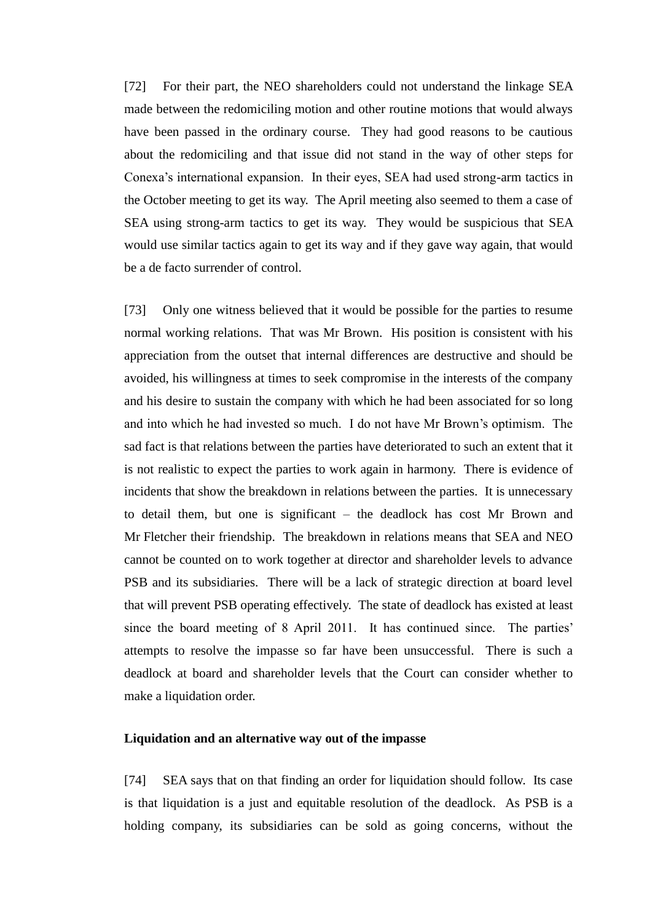[72] For their part, the NEO shareholders could not understand the linkage SEA made between the redomiciling motion and other routine motions that would always have been passed in the ordinary course. They had good reasons to be cautious about the redomiciling and that issue did not stand in the way of other steps for Conexa's international expansion. In their eyes, SEA had used strong-arm tactics in the October meeting to get its way. The April meeting also seemed to them a case of SEA using strong-arm tactics to get its way. They would be suspicious that SEA would use similar tactics again to get its way and if they gave way again, that would be a de facto surrender of control.

[73] Only one witness believed that it would be possible for the parties to resume normal working relations. That was Mr Brown. His position is consistent with his appreciation from the outset that internal differences are destructive and should be avoided, his willingness at times to seek compromise in the interests of the company and his desire to sustain the company with which he had been associated for so long and into which he had invested so much. I do not have Mr Brown's optimism. The sad fact is that relations between the parties have deteriorated to such an extent that it is not realistic to expect the parties to work again in harmony. There is evidence of incidents that show the breakdown in relations between the parties. It is unnecessary to detail them, but one is significant – the deadlock has cost Mr Brown and Mr Fletcher their friendship. The breakdown in relations means that SEA and NEO cannot be counted on to work together at director and shareholder levels to advance PSB and its subsidiaries. There will be a lack of strategic direction at board level that will prevent PSB operating effectively. The state of deadlock has existed at least since the board meeting of 8 April 2011. It has continued since. The parties' attempts to resolve the impasse so far have been unsuccessful. There is such a deadlock at board and shareholder levels that the Court can consider whether to make a liquidation order.

**Liquidation and an alternative way out of the impasse**

[74] SEA says that on that finding an order for liquidation should follow. Its case is that liquidation is a just and equitable resolution of the deadlock. As PSB is a holding company, its subsidiaries can be sold as going concerns, without the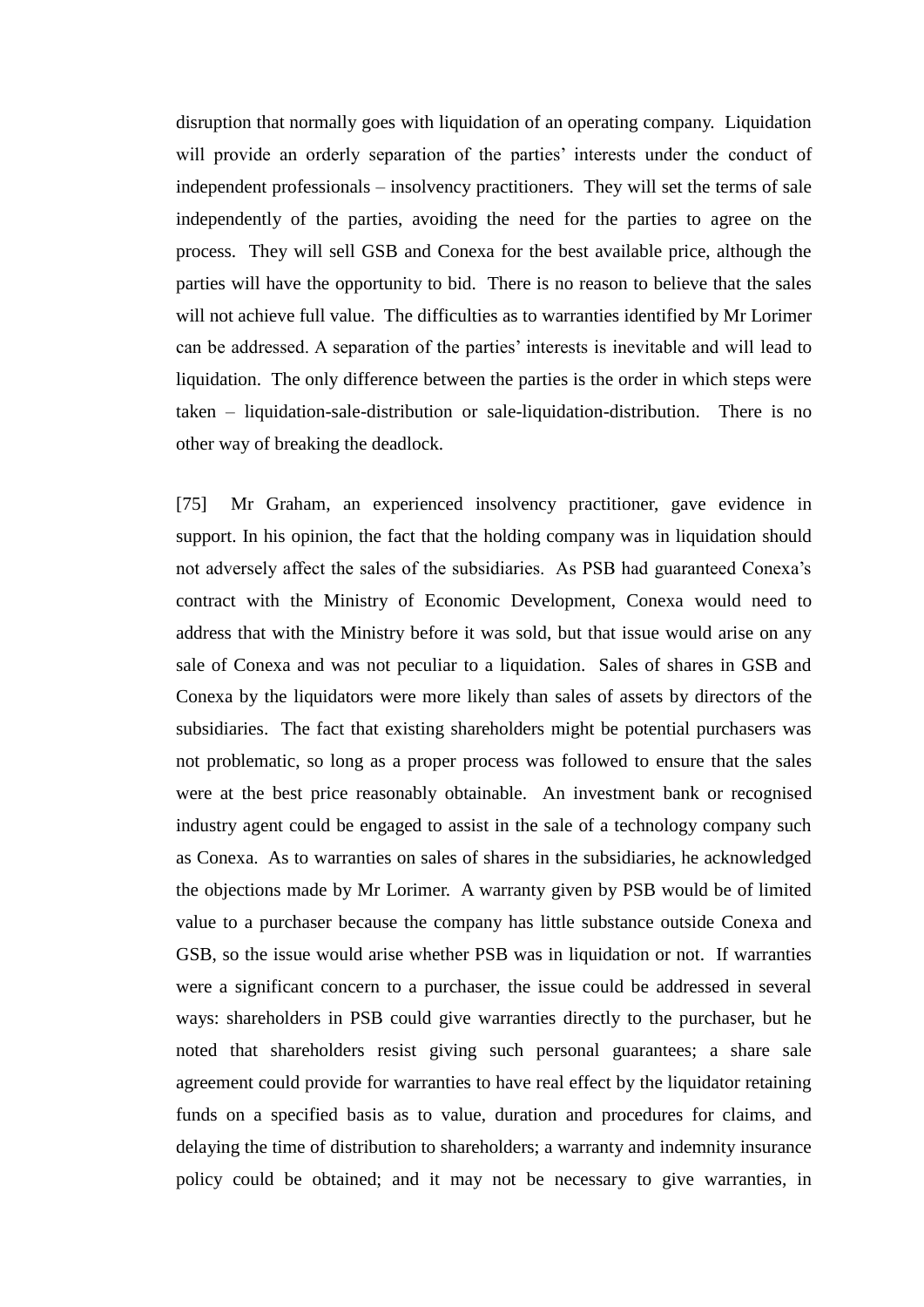disruption that normally goes with liquidation of an operating company. Liquidation will provide an orderly separation of the parties' interests under the conduct of independent professionals – insolvency practitioners. They will set the terms of sale independently of the parties, avoiding the need for the parties to agree on the process. They will sell GSB and Conexa for the best available price, although the parties will have the opportunity to bid. There is no reason to believe that the sales will not achieve full value. The difficulties as to warranties identified by Mr Lorimer can be addressed. A separation of the parties' interests is inevitable and will lead to liquidation. The only difference between the parties is the order in which steps were taken – liquidation-sale-distribution or sale-liquidation-distribution. There is no other way of breaking the deadlock.

[75] Mr Graham, an experienced insolvency practitioner, gave evidence in support. In his opinion, the fact that the holding company was in liquidation should not adversely affect the sales of the subsidiaries. As PSB had guaranteed Conexa's contract with the Ministry of Economic Development, Conexa would need to address that with the Ministry before it was sold, but that issue would arise on any sale of Conexa and was not peculiar to a liquidation. Sales of shares in GSB and Conexa by the liquidators were more likely than sales of assets by directors of the subsidiaries. The fact that existing shareholders might be potential purchasers was not problematic, so long as a proper process was followed to ensure that the sales were at the best price reasonably obtainable. An investment bank or recognised industry agent could be engaged to assist in the sale of a technology company such as Conexa. As to warranties on sales of shares in the subsidiaries, he acknowledged the objections made by Mr Lorimer. A warranty given by PSB would be of limited value to a purchaser because the company has little substance outside Conexa and GSB, so the issue would arise whether PSB was in liquidation or not. If warranties were a significant concern to a purchaser, the issue could be addressed in several ways: shareholders in PSB could give warranties directly to the purchaser, but he noted that shareholders resist giving such personal guarantees; a share sale agreement could provide for warranties to have real effect by the liquidator retaining funds on a specified basis as to value, duration and procedures for claims, and delaying the time of distribution to shareholders; a warranty and indemnity insurance policy could be obtained; and it may not be necessary to give warranties, in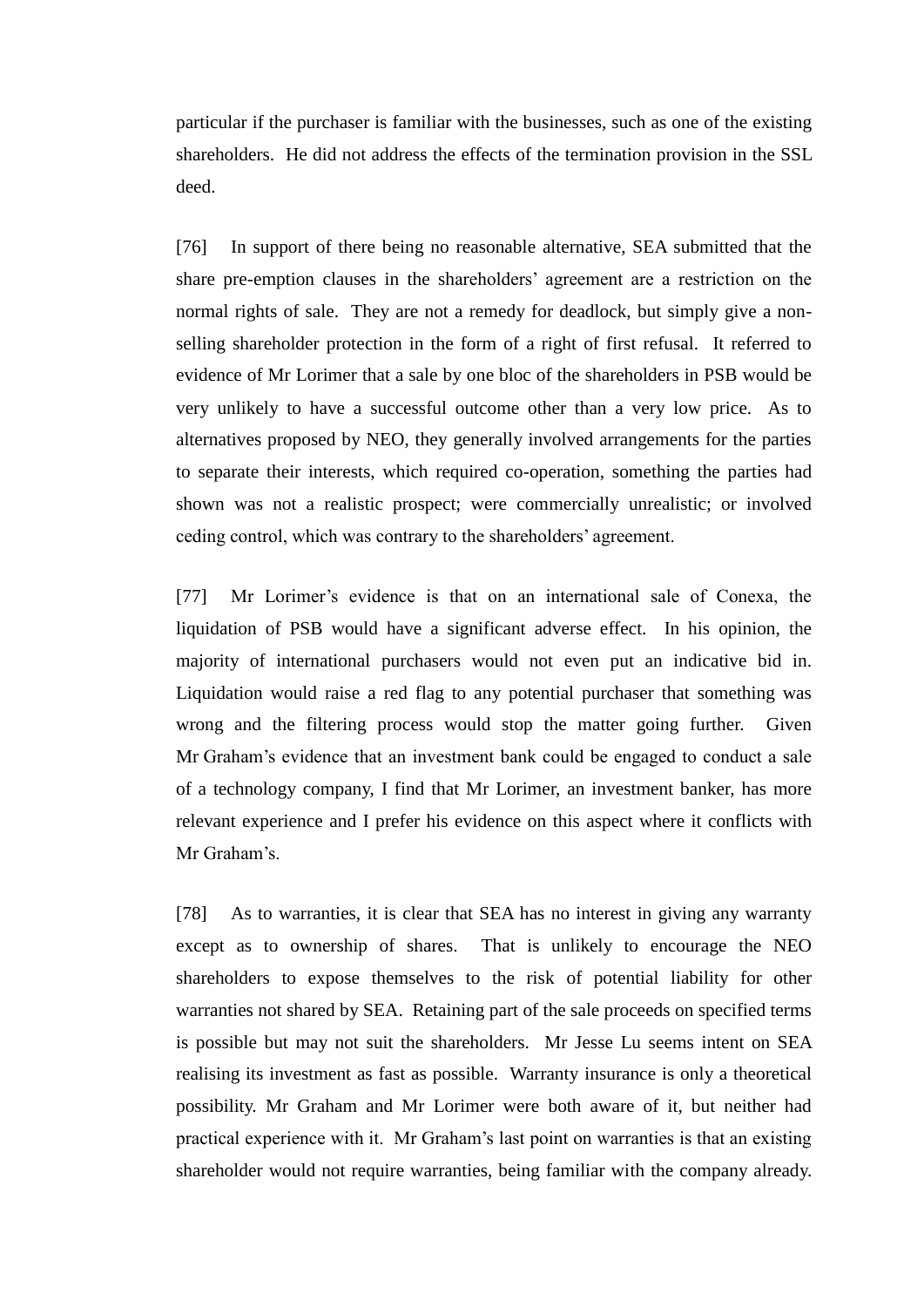particular if the purchaser is familiar with the businesses, such as one of the existing shareholders. He did not address the effects of the termination provision in the SSL deed.

[76] In support of there being no reasonable alternative, SEA submitted that the share pre-emption clauses in the shareholders' agreement are a restriction on the normal rights of sale. They are not a remedy for deadlock, but simply give a non-selling shareholder protection in the form of a right of first refusal. It referred to evidence of Mr Lorimer that a sale by one bloc of the shareholders in PSB would be very unlikely to have a successful outcome other than a very low price. As to alternatives proposed by NEO, they generally involved arrangements for the parties to separate their interests, which required co-operation, something the parties had shown was not a realistic prospect; were commercially unrealistic; or involved ceding control, which was contrary to the shareholders' agreement.

[77] Mr Lorimer's evidence is that on an international sale of Conexa, the liquidation of PSB would have a significant adverse effect. In his opinion, the majority of international purchasers would not even put an indicative bid in. Liquidation would raise a red flag to any potential purchaser that something was wrong and the filtering process would stop the matter going further. Given Mr Graham's evidence that an investment bank could be engaged to conduct a sale of a technology company, I find that Mr Lorimer, an investment banker, has more relevant experience and I prefer his evidence on this aspect where it conflicts with Mr Graham's.

[78] As to warranties, it is clear that SEA has no interest in giving any warranty except as to ownership of shares. That is unlikely to encourage the NEO shareholders to expose themselves to the risk of potential liability for other warranties not shared by SEA. Retaining part of the sale proceeds on specified terms is possible but may not suit the shareholders. Mr Jesse Lu seems intent on SEA realising its investment as fast as possible. Warranty insurance is only a theoretical possibility. Mr Graham and Mr Lorimer were both aware of it, but neither had practical experience with it. Mr Graham's last point on warranties is that an existing shareholder would not require warranties, being familiar with the company already.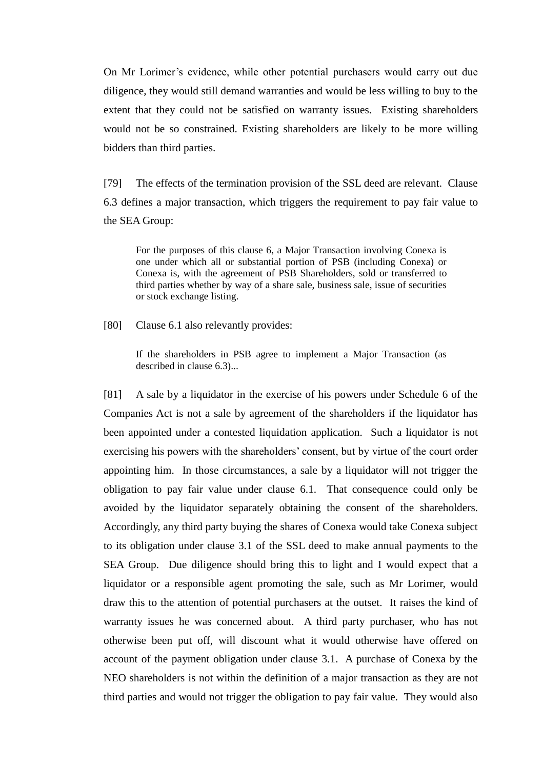On Mr Lorimer's evidence, while other potential purchasers would carry out due diligence, they would still demand warranties and would be less willing to buy to the extent that they could not be satisfied on warranty issues. Existing shareholders would not be so constrained. Existing shareholders are likely to be more willing bidders than third parties.

[79] The effects of the termination provision of the SSL deed are relevant. Clause 6.3 defines a major transaction, which triggers the requirement to pay fair value to the SEA Group:

> For the purposes of this clause 6, a Major Transaction involving Conexa is one under which all or substantial portion of PSB (including Conexa) or Conexa is, with the agreement of PSB Shareholders, sold or transferred to third parties whether by way of a share sale, business sale, issue of securities or stock exchange listing.

[80] Clause 6.1 also relevantly provides:

> If the shareholders in PSB agree to implement a Major Transaction (as described in clause 6.3)...

[81] A sale by a liquidator in the exercise of his powers under Schedule 6 of the Companies Act is not a sale by agreement of the shareholders if the liquidator has been appointed under a contested liquidation application. Such a liquidator is not exercising his powers with the shareholders' consent, but by virtue of the court order appointing him. In those circumstances, a sale by a liquidator will not trigger the obligation to pay fair value under clause 6.1. That consequence could only be avoided by the liquidator separately obtaining the consent of the shareholders. Accordingly, any third party buying the shares of Conexa would take Conexa subject to its obligation under clause 3.1 of the SSL deed to make annual payments to the SEA Group. Due diligence should bring this to light and I would expect that a liquidator or a responsible agent promoting the sale, such as Mr Lorimer, would draw this to the attention of potential purchasers at the outset. It raises the kind of warranty issues he was concerned about. A third party purchaser, who has not otherwise been put off, will discount what it would otherwise have offered on account of the payment obligation under clause 3.1. A purchase of Conexa by the NEO shareholders is not within the definition of a major transaction as they are not third parties and would not trigger the obligation to pay fair value. They would also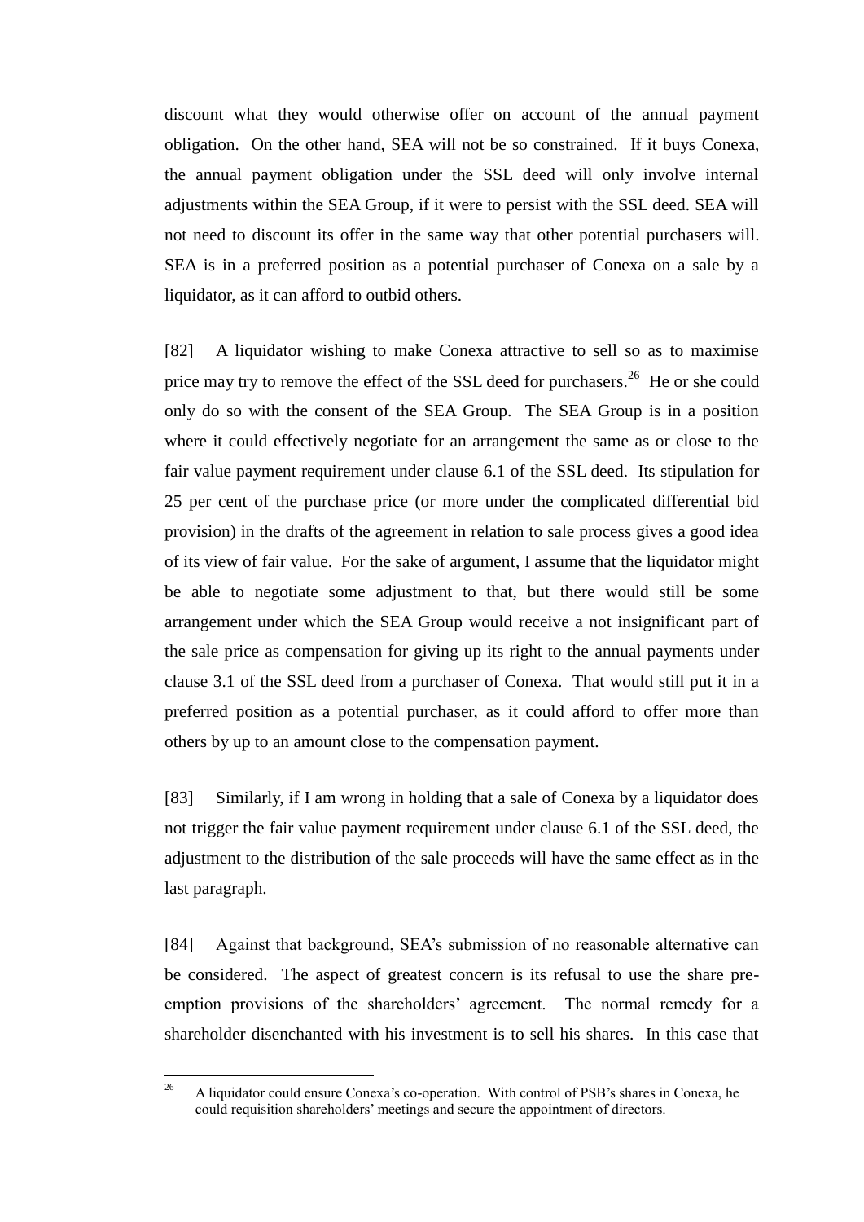discount what they would otherwise offer on account of the annual payment obligation. On the other hand, SEA will not be so constrained. If it buys Conexa, the annual payment obligation under the SSL deed will only involve internal adjustments within the SEA Group, if it were to persist with the SSL deed. SEA will not need to discount its offer in the same way that other potential purchasers will. SEA is in a preferred position as a potential purchaser of Conexa on a sale by a liquidator, as it can afford to outbid others.

[82] A liquidator wishing to make Conexa attractive to sell so as to maximise price may try to remove the effect of the SSL deed for purchasers.[26] He or she could only do so with the consent of the SEA Group. The SEA Group is in a position where it could effectively negotiate for an arrangement the same as or close to the fair value payment requirement under clause 6.1 of the SSL deed. Its stipulation for 25 per cent of the purchase price (or more under the complicated differential bid provision) in the drafts of the agreement in relation to sale process gives a good idea of its view of fair value. For the sake of argument, I assume that the liquidator might be able to negotiate some adjustment to that, but there would still be some arrangement under which the SEA Group would receive a not insignificant part of the sale price as compensation for giving up its right to the annual payments under clause 3.1 of the SSL deed from a purchaser of Conexa. That would still put it in a preferred position as a potential purchaser, as it could afford to offer more than others by up to an amount close to the compensation payment.

[83] Similarly, if I am wrong in holding that a sale of Conexa by a liquidator does not trigger the fair value payment requirement under clause 6.1 of the SSL deed, the adjustment to the distribution of the sale proceeds will have the same effect as in the last paragraph.

[84] Against that background, SEA's submission of no reasonable alternative can be considered. The aspect of greatest concern is its refusal to use the share pre-emption provisions of the shareholders' agreement. The normal remedy for a shareholder disenchanted with his investment is to sell his shares. In this case that

---

[26] A liquidator could ensure Conexa's co-operation. With control of PSB's shares in Conexa, he could requisition shareholders' meetings and secure the appointment of directors.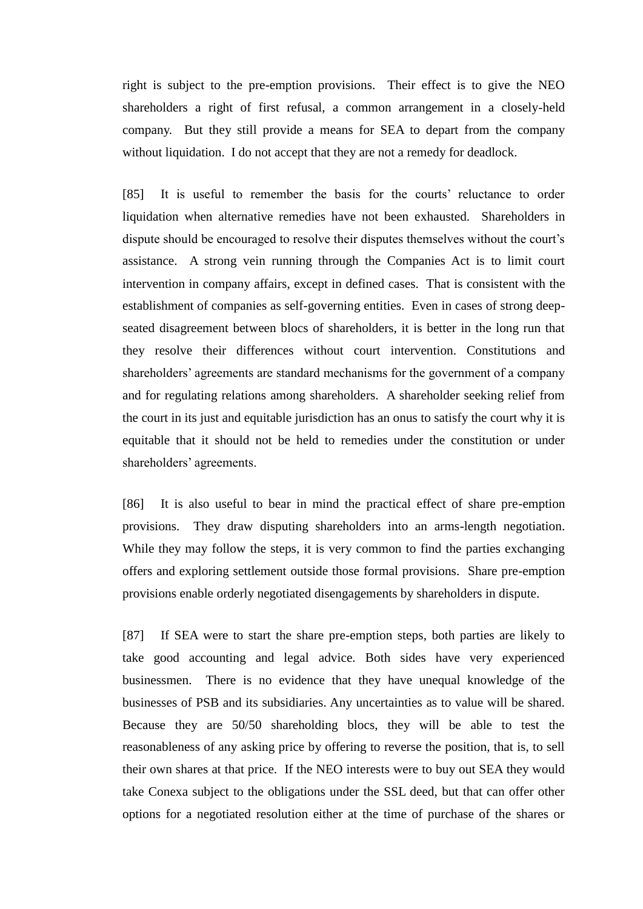right is subject to the pre-emption provisions. Their effect is to give the NEO shareholders a right of first refusal, a common arrangement in a closely-held company. But they still provide a means for SEA to depart from the company without liquidation. I do not accept that they are not a remedy for deadlock.

[85] It is useful to remember the basis for the courts' reluctance to order liquidation when alternative remedies have not been exhausted. Shareholders in dispute should be encouraged to resolve their disputes themselves without the court's assistance. A strong vein running through the Companies Act is to limit court intervention in company affairs, except in defined cases. That is consistent with the establishment of companies as self-governing entities. Even in cases of strong deep-seated disagreement between blocs of shareholders, it is better in the long run that they resolve their differences without court intervention. Constitutions and shareholders' agreements are standard mechanisms for the government of a company and for regulating relations among shareholders. A shareholder seeking relief from the court in its just and equitable jurisdiction has an onus to satisfy the court why it is equitable that it should not be held to remedies under the constitution or under shareholders' agreements.

[86] It is also useful to bear in mind the practical effect of share pre-emption provisions. They draw disputing shareholders into an arms-length negotiation. While they may follow the steps, it is very common to find the parties exchanging offers and exploring settlement outside those formal provisions. Share pre-emption provisions enable orderly negotiated disengagements by shareholders in dispute.

[87] If SEA were to start the share pre-emption steps, both parties are likely to take good accounting and legal advice. Both sides have very experienced businessmen. There is no evidence that they have unequal knowledge of the businesses of PSB and its subsidiaries. Any uncertainties as to value will be shared. Because they are 50/50 shareholding blocs, they will be able to test the reasonableness of any asking price by offering to reverse the position, that is, to sell their own shares at that price. If the NEO interests were to buy out SEA they would take Conexa subject to the obligations under the SSL deed, but that can offer other options for a negotiated resolution either at the time of purchase of the shares or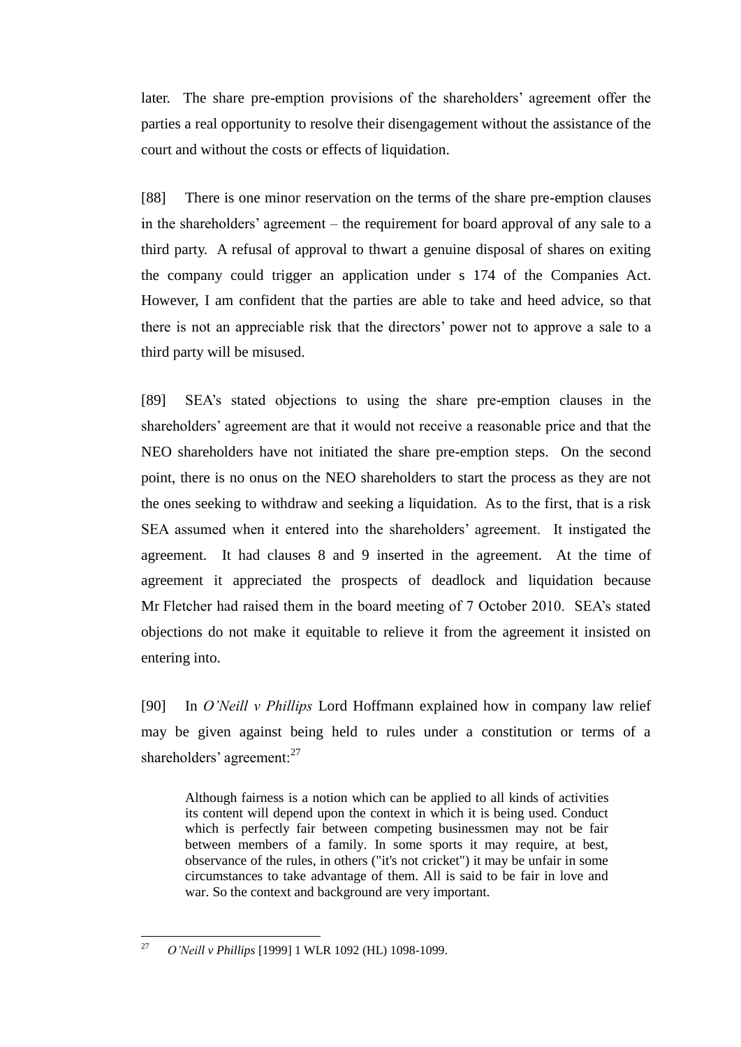later. The share pre-emption provisions of the shareholders' agreement offer the parties a real opportunity to resolve their disengagement without the assistance of the court and without the costs or effects of liquidation.

[88] There is one minor reservation on the terms of the share pre-emption clauses in the shareholders' agreement – the requirement for board approval of any sale to a third party. A refusal of approval to thwart a genuine disposal of shares on exiting the company could trigger an application under s 174 of the Companies Act. However, I am confident that the parties are able to take and heed advice, so that there is not an appreciable risk that the directors' power not to approve a sale to a third party will be misused.

[89] SEA's stated objections to using the share pre-emption clauses in the shareholders' agreement are that it would not receive a reasonable price and that the NEO shareholders have not initiated the share pre-emption steps. On the second point, there is no onus on the NEO shareholders to start the process as they are not the ones seeking to withdraw and seeking a liquidation. As to the first, that is a risk SEA assumed when it entered into the shareholders' agreement. It instigated the agreement. It had clauses 8 and 9 inserted in the agreement. At the time of agreement it appreciated the prospects of deadlock and liquidation because Mr Fletcher had raised them in the board meeting of 7 October 2010. SEA's stated objections do not make it equitable to relieve it from the agreement it insisted on entering into.

[90] In *O'Neill v Phillips* Lord Hoffmann explained how in company law relief may be given against being held to rules under a constitution or terms of a shareholders' agreement:[27]

> Although fairness is a notion which can be applied to all kinds of activities its content will depend upon the context in which it is being used. Conduct which is perfectly fair between competing businessmen may not be fair between members of a family. In some sports it may require, at best, observance of the rules, in others ("it's not cricket") it may be unfair in some circumstances to take advantage of them. All is said to be fair in love and war. So the context and background are very important.

---

[27] *O'Neill v Phillips* [1999] 1 WLR 1092 (HL) 1098-1099.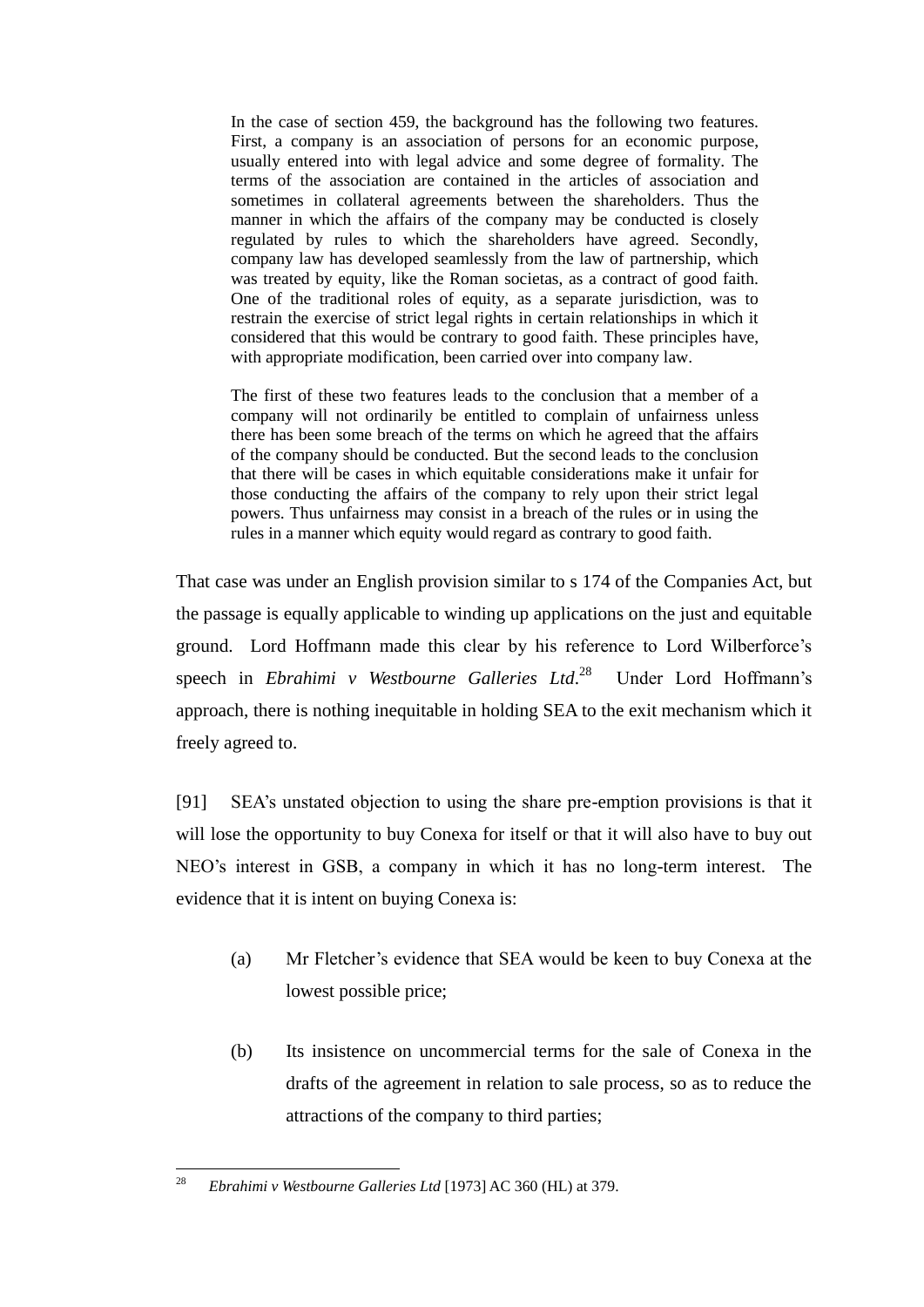> In the case of section 459, the background has the following two features. First, a company is an association of persons for an economic purpose, usually entered into with legal advice and some degree of formality. The terms of the association are contained in the articles of association and sometimes in collateral agreements between the shareholders. Thus the manner in which the affairs of the company may be conducted is closely regulated by rules to which the shareholders have agreed. Secondly, company law has developed seamlessly from the law of partnership, which was treated by equity, like the Roman societas, as a contract of good faith. One of the traditional roles of equity, as a separate jurisdiction, was to restrain the exercise of strict legal rights in certain relationships in which it considered that this would be contrary to good faith. These principles have, with appropriate modification, been carried over into company law.
>
> The first of these two features leads to the conclusion that a member of a company will not ordinarily be entitled to complain of unfairness unless there has been some breach of the terms on which he agreed that the affairs of the company should be conducted. But the second leads to the conclusion that there will be cases in which equitable considerations make it unfair for those conducting the affairs of the company to rely upon their strict legal powers. Thus unfairness may consist in a breach of the rules or in using the rules in a manner which equity would regard as contrary to good faith.

That case was under an English provision similar to s 174 of the Companies Act, but the passage is equally applicable to winding up applications on the just and equitable ground. Lord Hoffmann made this clear by his reference to Lord Wilberforce's speech in *Ebrahimi v Westbourne Galleries Ltd*.[28] Under Lord Hoffmann's approach, there is nothing inequitable in holding SEA to the exit mechanism which it freely agreed to.

[91] SEA's unstated objection to using the share pre-emption provisions is that it will lose the opportunity to buy Conexa for itself or that it will also have to buy out NEO's interest in GSB, a company in which it has no long-term interest. The evidence that it is intent on buying Conexa is:

(a) Mr Fletcher's evidence that SEA would be keen to buy Conexa at the lowest possible price;

(b) Its insistence on uncommercial terms for the sale of Conexa in the drafts of the agreement in relation to sale process, so as to reduce the attractions of the company to third parties;

---

[28] *Ebrahimi v Westbourne Galleries Ltd* [1973] AC 360 (HL) at 379.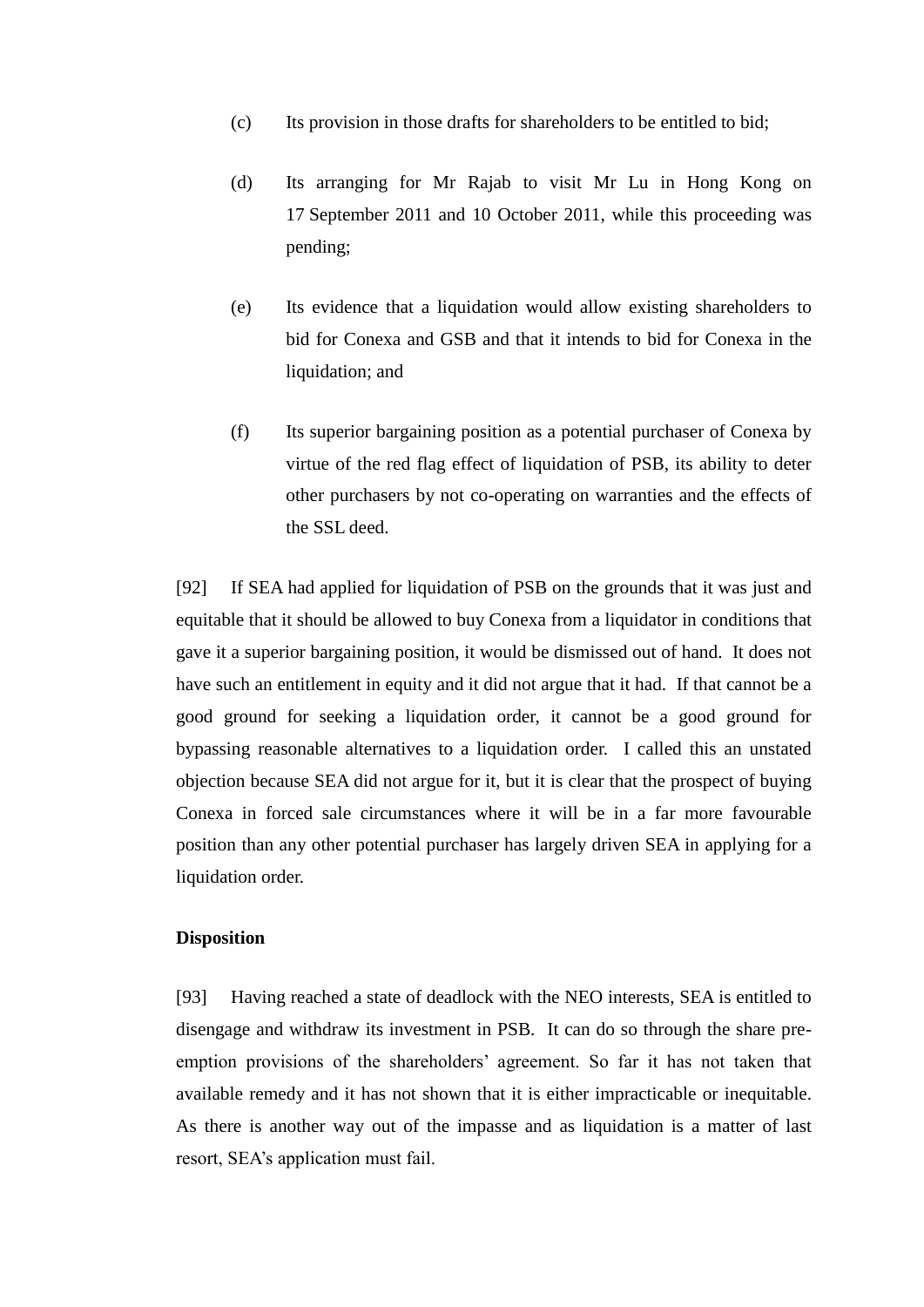(c) Its provision in those drafts for shareholders to be entitled to bid;

(d) Its arranging for Mr Rajab to visit Mr Lu in Hong Kong on 17 September 2011 and 10 October 2011, while this proceeding was pending;

(e) Its evidence that a liquidation would allow existing shareholders to bid for Conexa and GSB and that it intends to bid for Conexa in the liquidation; and

(f) Its superior bargaining position as a potential purchaser of Conexa by virtue of the red flag effect of liquidation of PSB, its ability to deter other purchasers by not co-operating on warranties and the effects of the SSL deed.

[92] If SEA had applied for liquidation of PSB on the grounds that it was just and equitable that it should be allowed to buy Conexa from a liquidator in conditions that gave it a superior bargaining position, it would be dismissed out of hand. It does not have such an entitlement in equity and it did not argue that it had. If that cannot be a good ground for seeking a liquidation order, it cannot be a good ground for bypassing reasonable alternatives to a liquidation order. I called this an unstated objection because SEA did not argue for it, but it is clear that the prospect of buying Conexa in forced sale circumstances where it will be in a far more favourable position than any other potential purchaser has largely driven SEA in applying for a liquidation order.

**Disposition**

[93] Having reached a state of deadlock with the NEO interests, SEA is entitled to disengage and withdraw its investment in PSB. It can do so through the share pre-emption provisions of the shareholders' agreement. So far it has not taken that available remedy and it has not shown that it is either impracticable or inequitable. As there is another way out of the impasse and as liquidation is a matter of last resort, SEA's application must fail.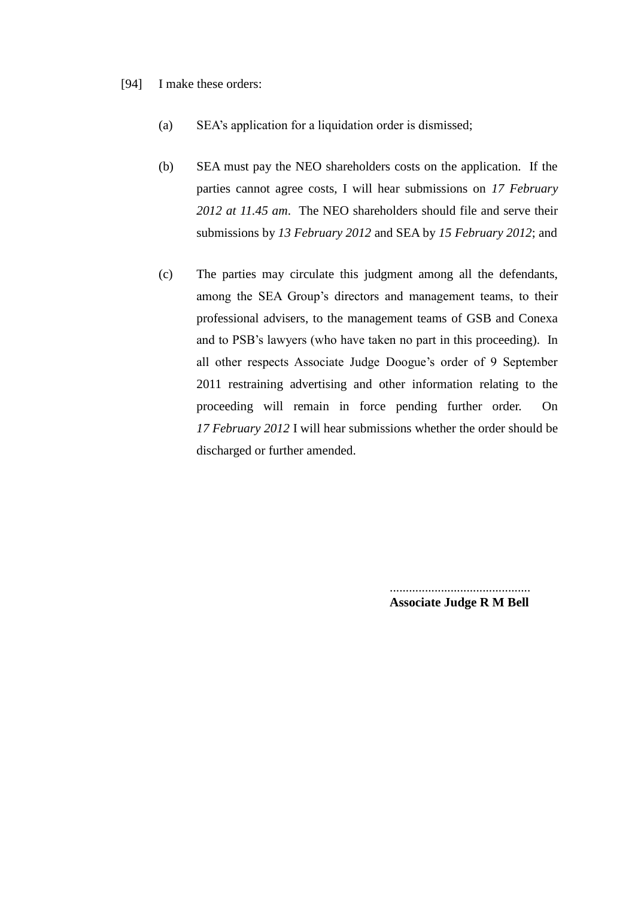[94] I make these orders:

(a) SEA's application for a liquidation order is dismissed;

(b) SEA must pay the NEO shareholders costs on the application. If the parties cannot agree costs, I will hear submissions on *17 February 2012 at 11.45 am*. The NEO shareholders should file and serve their submissions by *13 February 2012* and SEA by *15 February 2012*; and

(c) The parties may circulate this judgment among all the defendants, among the SEA Group's directors and management teams, to their professional advisers, to the management teams of GSB and Conexa and to PSB's lawyers (who have taken no part in this proceeding). In all other respects Associate Judge Doogue's order of 9 September 2011 restraining advertising and other information relating to the proceeding will remain in force pending further order. On *17 February 2012* I will hear submissions whether the order should be discharged or further amended.

...........................................

**Associate Judge R M Bell**